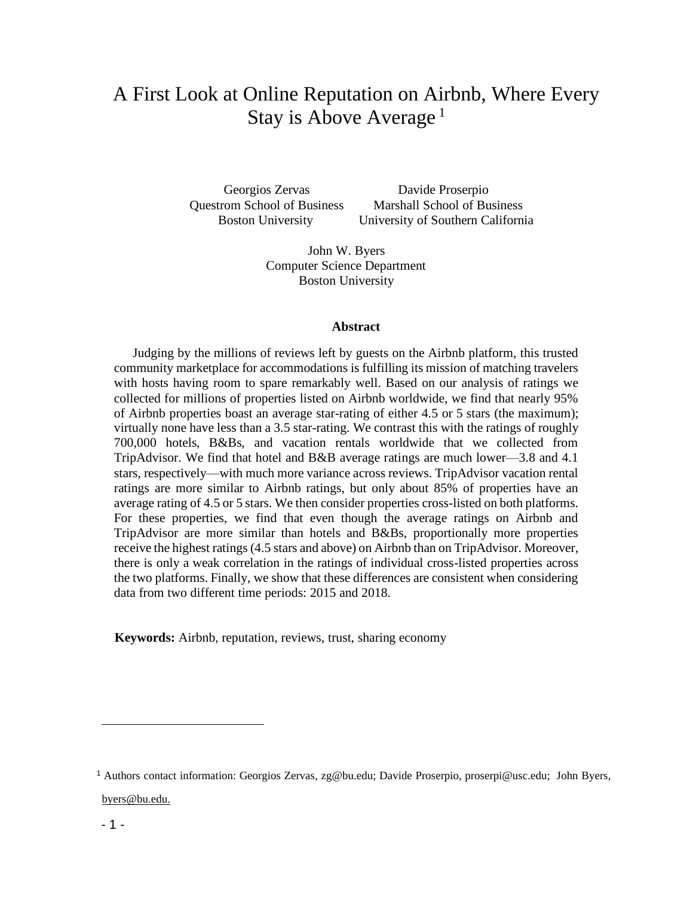# A First Look at Online Reputation on Airbnb, Where Every Stay is Above Average [1]

Georgios Zervas
Questrom School of Business
Boston University

Davide Proserpio
Marshall School of Business
University of Southern California

John W. Byers
Computer Science Department
Boston University

**Abstract**

Judging by the millions of reviews left by guests on the Airbnb platform, this trusted community marketplace for accommodations is fulfilling its mission of matching travelers with hosts having room to spare remarkably well. Based on our analysis of ratings we collected for millions of properties listed on Airbnb worldwide, we find that nearly 95% of Airbnb properties boast an average star-rating of either 4.5 or 5 stars (the maximum); virtually none have less than a 3.5 star-rating. We contrast this with the ratings of roughly 700,000 hotels, B&Bs, and vacation rentals worldwide that we collected from TripAdvisor. We find that hotel and B&B average ratings are much lower—3.8 and 4.1 stars, respectively—with much more variance across reviews. TripAdvisor vacation rental ratings are more similar to Airbnb ratings, but only about 85% of properties have an average rating of 4.5 or 5 stars. We then consider properties cross-listed on both platforms. For these properties, we find that even though the average ratings on Airbnb and TripAdvisor are more similar than hotels and B&Bs, proportionally more properties receive the highest ratings (4.5 stars and above) on Airbnb than on TripAdvisor. Moreover, there is only a weak correlation in the ratings of individual cross-listed properties across the two platforms. Finally, we show that these differences are consistent when considering data from two different time periods: 2015 and 2018.

**Keywords:** Airbnb, reputation, reviews, trust, sharing economy

---

[1] Authors contact information: Georgios Zervas, zg@bu.edu; Davide Proserpio, proserpi@usc.edu; John Byers, byers@bu.edu.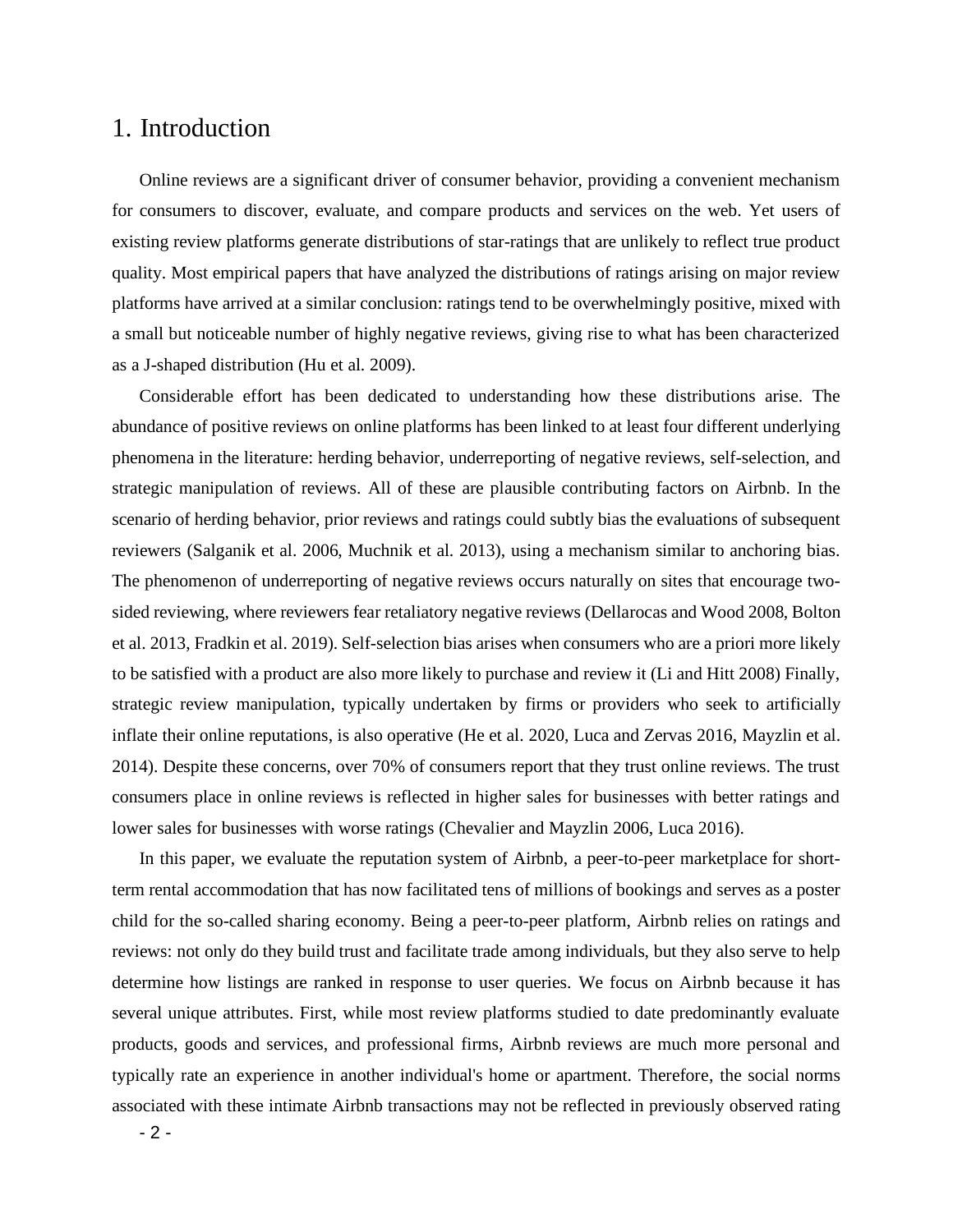# 1. Introduction

Online reviews are a significant driver of consumer behavior, providing a convenient mechanism for consumers to discover, evaluate, and compare products and services on the web. Yet users of existing review platforms generate distributions of star-ratings that are unlikely to reflect true product quality. Most empirical papers that have analyzed the distributions of ratings arising on major review platforms have arrived at a similar conclusion: ratings tend to be overwhelmingly positive, mixed with a small but noticeable number of highly negative reviews, giving rise to what has been characterized as a J-shaped distribution (Hu et al. 2009).

Considerable effort has been dedicated to understanding how these distributions arise. The abundance of positive reviews on online platforms has been linked to at least four different underlying phenomena in the literature: herding behavior, underreporting of negative reviews, self-selection, and strategic manipulation of reviews. All of these are plausible contributing factors on Airbnb. In the scenario of herding behavior, prior reviews and ratings could subtly bias the evaluations of subsequent reviewers (Salganik et al. 2006, Muchnik et al. 2013), using a mechanism similar to anchoring bias. The phenomenon of underreporting of negative reviews occurs naturally on sites that encourage two-sided reviewing, where reviewers fear retaliatory negative reviews (Dellarocas and Wood 2008, Bolton et al. 2013, Fradkin et al. 2019). Self-selection bias arises when consumers who are a priori more likely to be satisfied with a product are also more likely to purchase and review it (Li and Hitt 2008) Finally, strategic review manipulation, typically undertaken by firms or providers who seek to artificially inflate their online reputations, is also operative (He et al. 2020, Luca and Zervas 2016, Mayzlin et al. 2014). Despite these concerns, over 70% of consumers report that they trust online reviews. The trust consumers place in online reviews is reflected in higher sales for businesses with better ratings and lower sales for businesses with worse ratings (Chevalier and Mayzlin 2006, Luca 2016).

In this paper, we evaluate the reputation system of Airbnb, a peer-to-peer marketplace for short-term rental accommodation that has now facilitated tens of millions of bookings and serves as a poster child for the so-called sharing economy. Being a peer-to-peer platform, Airbnb relies on ratings and reviews: not only do they build trust and facilitate trade among individuals, but they also serve to help determine how listings are ranked in response to user queries. We focus on Airbnb because it has several unique attributes. First, while most review platforms studied to date predominantly evaluate products, goods and services, and professional firms, Airbnb reviews are much more personal and typically rate an experience in another individual's home or apartment. Therefore, the social norms associated with these intimate Airbnb transactions may not be reflected in previously observed rating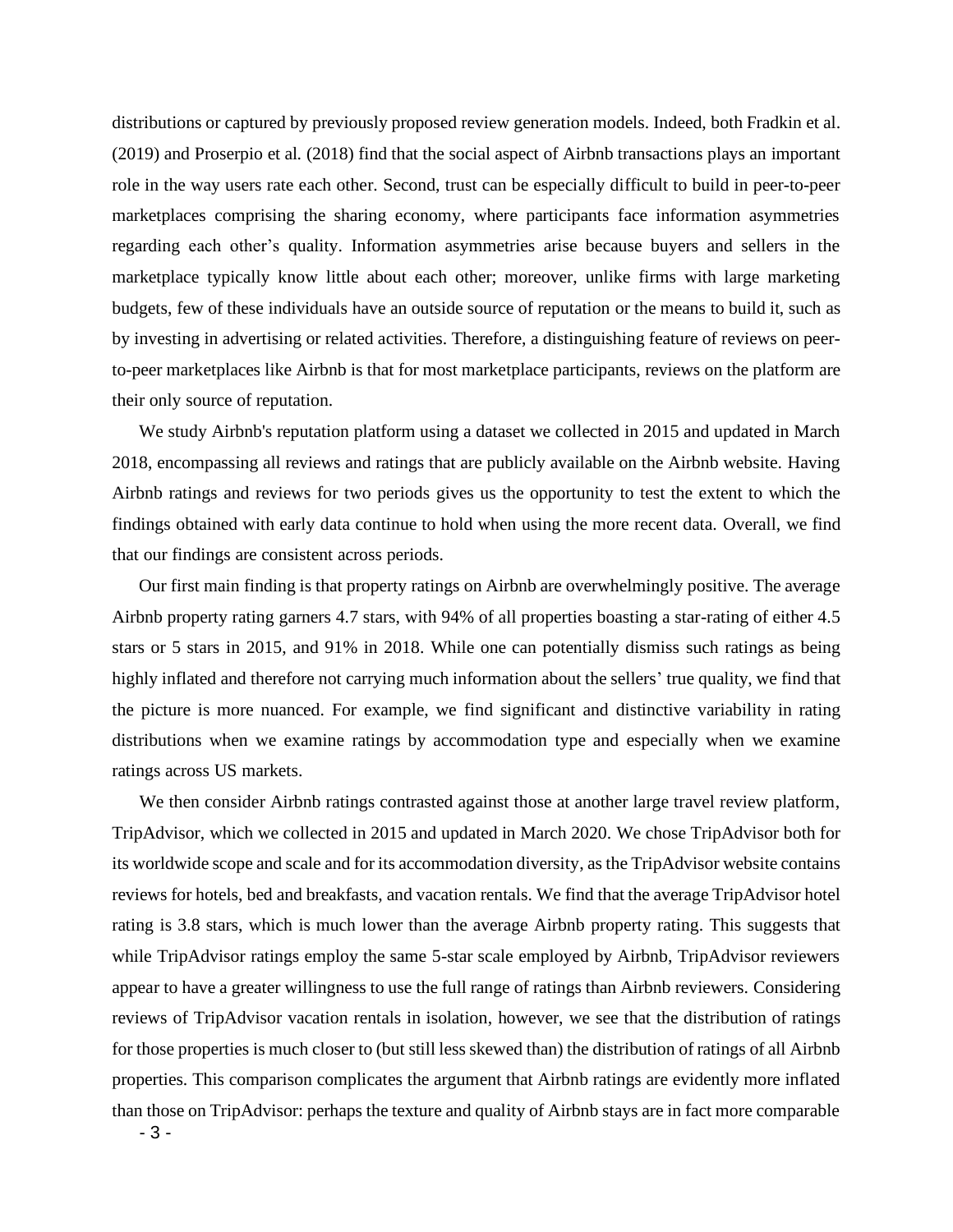distributions or captured by previously proposed review generation models. Indeed, both Fradkin et al. (2019) and Proserpio et al. (2018) find that the social aspect of Airbnb transactions plays an important role in the way users rate each other. Second, trust can be especially difficult to build in peer-to-peer marketplaces comprising the sharing economy, where participants face information asymmetries regarding each other's quality. Information asymmetries arise because buyers and sellers in the marketplace typically know little about each other; moreover, unlike firms with large marketing budgets, few of these individuals have an outside source of reputation or the means to build it, such as by investing in advertising or related activities. Therefore, a distinguishing feature of reviews on peer-to-peer marketplaces like Airbnb is that for most marketplace participants, reviews on the platform are their only source of reputation.

We study Airbnb's reputation platform using a dataset we collected in 2015 and updated in March 2018, encompassing all reviews and ratings that are publicly available on the Airbnb website. Having Airbnb ratings and reviews for two periods gives us the opportunity to test the extent to which the findings obtained with early data continue to hold when using the more recent data. Overall, we find that our findings are consistent across periods.

Our first main finding is that property ratings on Airbnb are overwhelmingly positive. The average Airbnb property rating garners 4.7 stars, with 94% of all properties boasting a star-rating of either 4.5 stars or 5 stars in 2015, and 91% in 2018. While one can potentially dismiss such ratings as being highly inflated and therefore not carrying much information about the sellers' true quality, we find that the picture is more nuanced. For example, we find significant and distinctive variability in rating distributions when we examine ratings by accommodation type and especially when we examine ratings across US markets.

We then consider Airbnb ratings contrasted against those at another large travel review platform, TripAdvisor, which we collected in 2015 and updated in March 2020. We chose TripAdvisor both for its worldwide scope and scale and for its accommodation diversity, as the TripAdvisor website contains reviews for hotels, bed and breakfasts, and vacation rentals. We find that the average TripAdvisor hotel rating is 3.8 stars, which is much lower than the average Airbnb property rating. This suggests that while TripAdvisor ratings employ the same 5-star scale employed by Airbnb, TripAdvisor reviewers appear to have a greater willingness to use the full range of ratings than Airbnb reviewers. Considering reviews of TripAdvisor vacation rentals in isolation, however, we see that the distribution of ratings for those properties is much closer to (but still less skewed than) the distribution of ratings of all Airbnb properties. This comparison complicates the argument that Airbnb ratings are evidently more inflated than those on TripAdvisor: perhaps the texture and quality of Airbnb stays are in fact more comparable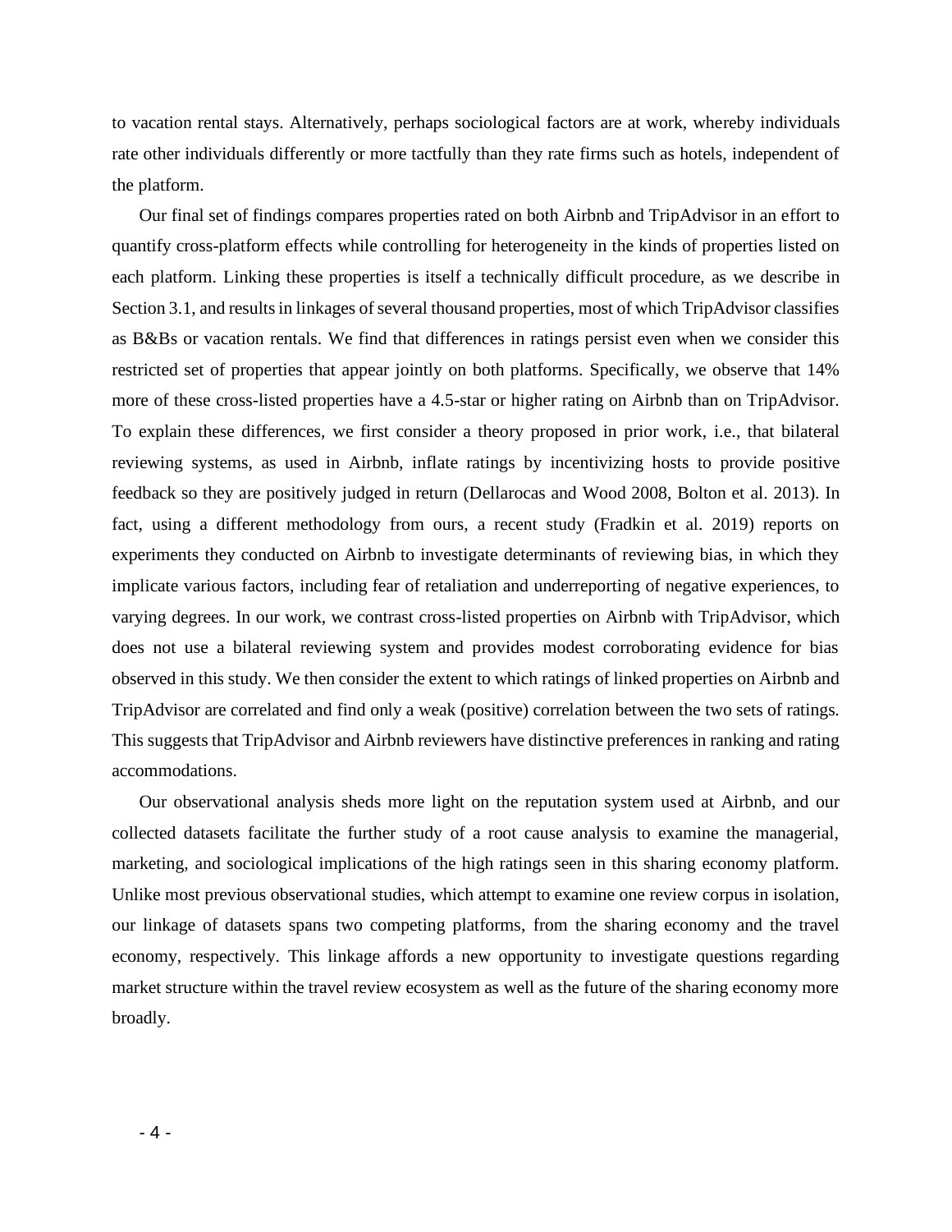to vacation rental stays. Alternatively, perhaps sociological factors are at work, whereby individuals rate other individuals differently or more tactfully than they rate firms such as hotels, independent of the platform.

Our final set of findings compares properties rated on both Airbnb and TripAdvisor in an effort to quantify cross-platform effects while controlling for heterogeneity in the kinds of properties listed on each platform. Linking these properties is itself a technically difficult procedure, as we describe in Section 3.1, and results in linkages of several thousand properties, most of which TripAdvisor classifies as B&Bs or vacation rentals. We find that differences in ratings persist even when we consider this restricted set of properties that appear jointly on both platforms. Specifically, we observe that 14% more of these cross-listed properties have a 4.5-star or higher rating on Airbnb than on TripAdvisor. To explain these differences, we first consider a theory proposed in prior work, i.e., that bilateral reviewing systems, as used in Airbnb, inflate ratings by incentivizing hosts to provide positive feedback so they are positively judged in return (Dellarocas and Wood 2008, Bolton et al. 2013). In fact, using a different methodology from ours, a recent study (Fradkin et al. 2019) reports on experiments they conducted on Airbnb to investigate determinants of reviewing bias, in which they implicate various factors, including fear of retaliation and underreporting of negative experiences, to varying degrees. In our work, we contrast cross-listed properties on Airbnb with TripAdvisor, which does not use a bilateral reviewing system and provides modest corroborating evidence for bias observed in this study. We then consider the extent to which ratings of linked properties on Airbnb and TripAdvisor are correlated and find only a weak (positive) correlation between the two sets of ratings. This suggests that TripAdvisor and Airbnb reviewers have distinctive preferences in ranking and rating accommodations.

Our observational analysis sheds more light on the reputation system used at Airbnb, and our collected datasets facilitate the further study of a root cause analysis to examine the managerial, marketing, and sociological implications of the high ratings seen in this sharing economy platform. Unlike most previous observational studies, which attempt to examine one review corpus in isolation, our linkage of datasets spans two competing platforms, from the sharing economy and the travel economy, respectively. This linkage affords a new opportunity to investigate questions regarding market structure within the travel review ecosystem as well as the future of the sharing economy more broadly.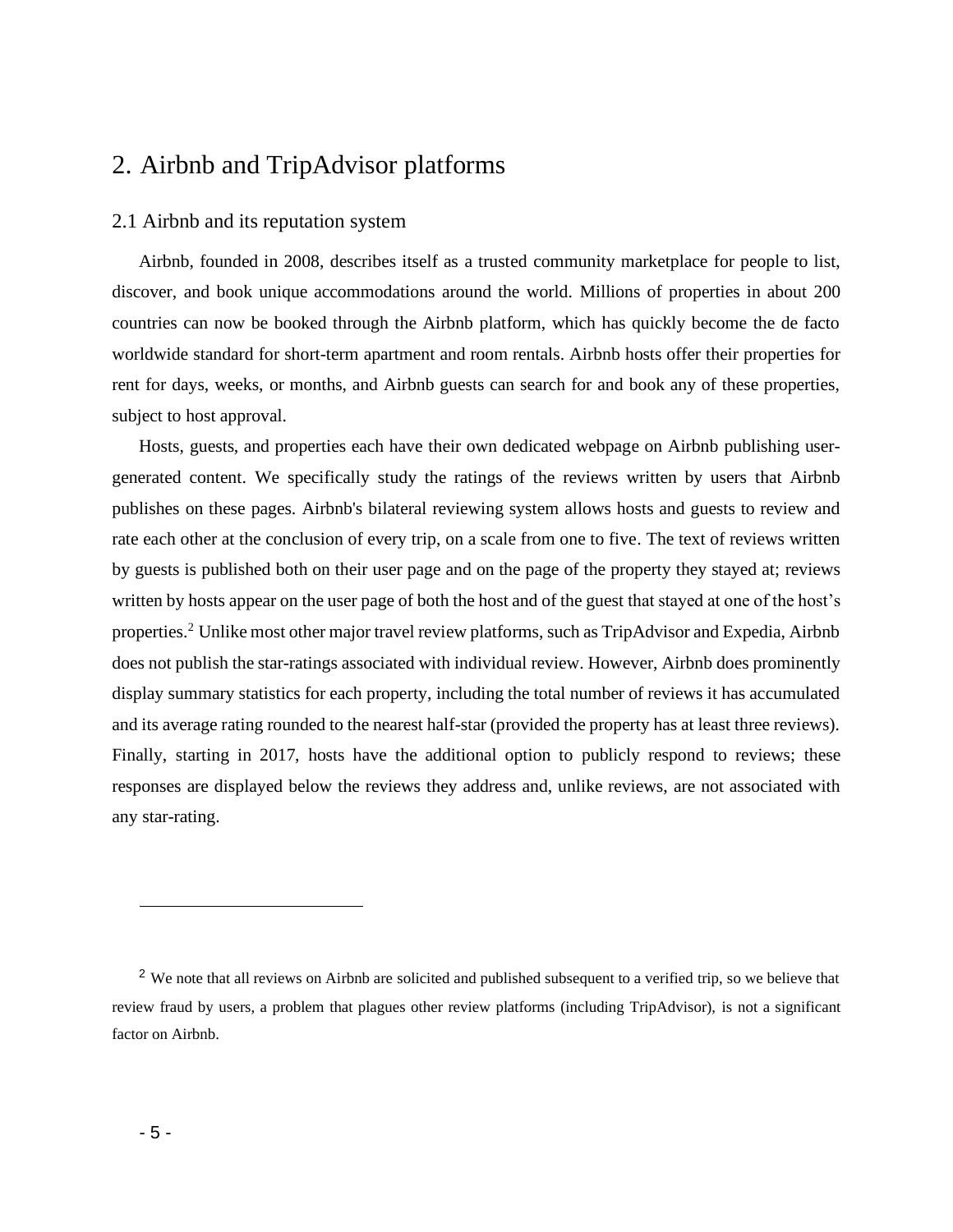# 2. Airbnb and TripAdvisor platforms

## 2.1 Airbnb and its reputation system

Airbnb, founded in 2008, describes itself as a trusted community marketplace for people to list, discover, and book unique accommodations around the world. Millions of properties in about 200 countries can now be booked through the Airbnb platform, which has quickly become the de facto worldwide standard for short-term apartment and room rentals. Airbnb hosts offer their properties for rent for days, weeks, or months, and Airbnb guests can search for and book any of these properties, subject to host approval.

Hosts, guests, and properties each have their own dedicated webpage on Airbnb publishing user-generated content. We specifically study the ratings of the reviews written by users that Airbnb publishes on these pages. Airbnb's bilateral reviewing system allows hosts and guests to review and rate each other at the conclusion of every trip, on a scale from one to five. The text of reviews written by guests is published both on their user page and on the page of the property they stayed at; reviews written by hosts appear on the user page of both the host and of the guest that stayed at one of the host's properties.[2] Unlike most other major travel review platforms, such as TripAdvisor and Expedia, Airbnb does not publish the star-ratings associated with individual review. However, Airbnb does prominently display summary statistics for each property, including the total number of reviews it has accumulated and its average rating rounded to the nearest half-star (provided the property has at least three reviews). Finally, starting in 2017, hosts have the additional option to publicly respond to reviews; these responses are displayed below the reviews they address and, unlike reviews, are not associated with any star-rating.

[2] We note that all reviews on Airbnb are solicited and published subsequent to a verified trip, so we believe that review fraud by users, a problem that plagues other review platforms (including TripAdvisor), is not a significant factor on Airbnb.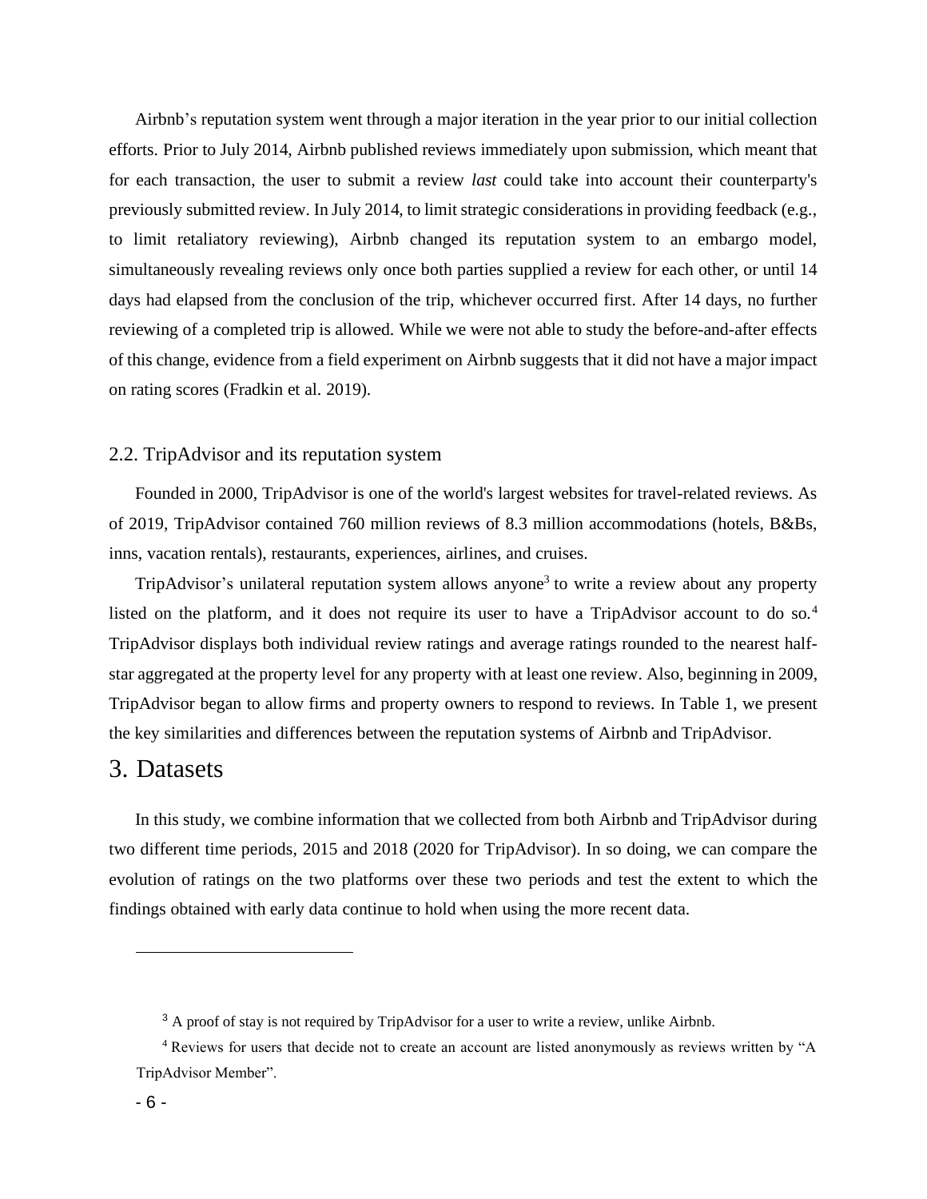Airbnb's reputation system went through a major iteration in the year prior to our initial collection efforts. Prior to July 2014, Airbnb published reviews immediately upon submission, which meant that for each transaction, the user to submit a review *last* could take into account their counterparty's previously submitted review. In July 2014, to limit strategic considerations in providing feedback (e.g., to limit retaliatory reviewing), Airbnb changed its reputation system to an embargo model, simultaneously revealing reviews only once both parties supplied a review for each other, or until 14 days had elapsed from the conclusion of the trip, whichever occurred first. After 14 days, no further reviewing of a completed trip is allowed. While we were not able to study the before-and-after effects of this change, evidence from a field experiment on Airbnb suggests that it did not have a major impact on rating scores (Fradkin et al. 2019).

### 2.2. TripAdvisor and its reputation system

Founded in 2000, TripAdvisor is one of the world's largest websites for travel-related reviews. As of 2019, TripAdvisor contained 760 million reviews of 8.3 million accommodations (hotels, B&Bs, inns, vacation rentals), restaurants, experiences, airlines, and cruises.

TripAdvisor's unilateral reputation system allows anyone[3] to write a review about any property listed on the platform, and it does not require its user to have a TripAdvisor account to do so.[4] TripAdvisor displays both individual review ratings and average ratings rounded to the nearest half-star aggregated at the property level for any property with at least one review. Also, beginning in 2009, TripAdvisor began to allow firms and property owners to respond to reviews. In Table 1, we present the key similarities and differences between the reputation systems of Airbnb and TripAdvisor.

## 3. Datasets

In this study, we combine information that we collected from both Airbnb and TripAdvisor during two different time periods, 2015 and 2018 (2020 for TripAdvisor). In so doing, we can compare the evolution of ratings on the two platforms over these two periods and test the extent to which the findings obtained with early data continue to hold when using the more recent data.

---

[3] A proof of stay is not required by TripAdvisor for a user to write a review, unlike Airbnb.

[4] Reviews for users that decide not to create an account are listed anonymously as reviews written by "A TripAdvisor Member".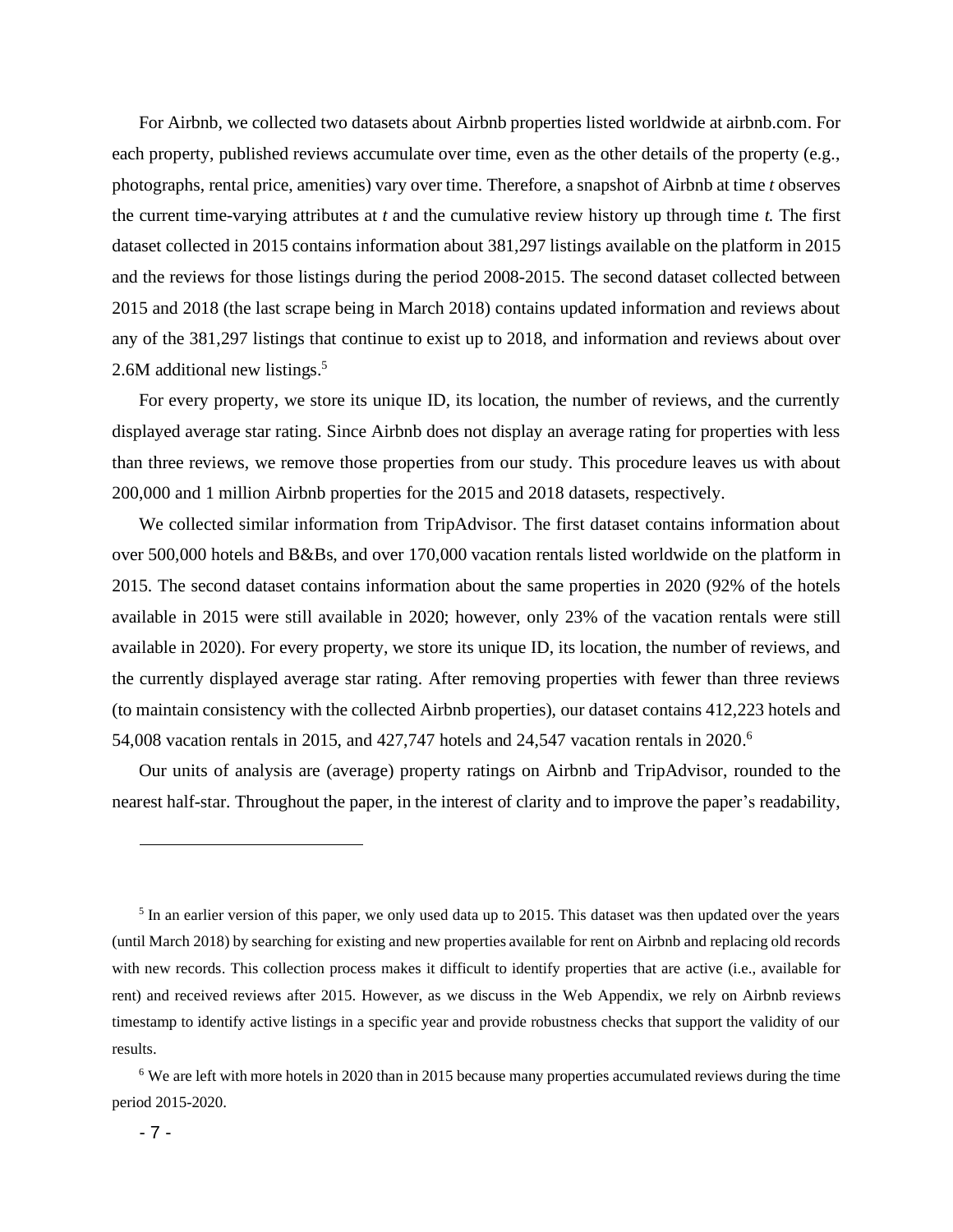For Airbnb, we collected two datasets about Airbnb properties listed worldwide at airbnb.com. For each property, published reviews accumulate over time, even as the other details of the property (e.g., photographs, rental price, amenities) vary over time. Therefore, a snapshot of Airbnb at time *t* observes the current time-varying attributes at *t* and the cumulative review history up through time *t.* The first dataset collected in 2015 contains information about 381,297 listings available on the platform in 2015 and the reviews for those listings during the period 2008-2015. The second dataset collected between 2015 and 2018 (the last scrape being in March 2018) contains updated information and reviews about any of the 381,297 listings that continue to exist up to 2018, and information and reviews about over 2.6M additional new listings.[5]

For every property, we store its unique ID, its location, the number of reviews, and the currently displayed average star rating. Since Airbnb does not display an average rating for properties with less than three reviews, we remove those properties from our study. This procedure leaves us with about 200,000 and 1 million Airbnb properties for the 2015 and 2018 datasets, respectively.

We collected similar information from TripAdvisor. The first dataset contains information about over 500,000 hotels and B&Bs, and over 170,000 vacation rentals listed worldwide on the platform in 2015. The second dataset contains information about the same properties in 2020 (92% of the hotels available in 2015 were still available in 2020; however, only 23% of the vacation rentals were still available in 2020). For every property, we store its unique ID, its location, the number of reviews, and the currently displayed average star rating. After removing properties with fewer than three reviews (to maintain consistency with the collected Airbnb properties), our dataset contains 412,223 hotels and 54,008 vacation rentals in 2015, and 427,747 hotels and 24,547 vacation rentals in 2020.[6]

Our units of analysis are (average) property ratings on Airbnb and TripAdvisor, rounded to the nearest half-star. Throughout the paper, in the interest of clarity and to improve the paper's readability,

---

[5] In an earlier version of this paper, we only used data up to 2015. This dataset was then updated over the years (until March 2018) by searching for existing and new properties available for rent on Airbnb and replacing old records with new records. This collection process makes it difficult to identify properties that are active (i.e., available for rent) and received reviews after 2015. However, as we discuss in the Web Appendix, we rely on Airbnb reviews timestamp to identify active listings in a specific year and provide robustness checks that support the validity of our results.

[6] We are left with more hotels in 2020 than in 2015 because many properties accumulated reviews during the time period 2015-2020.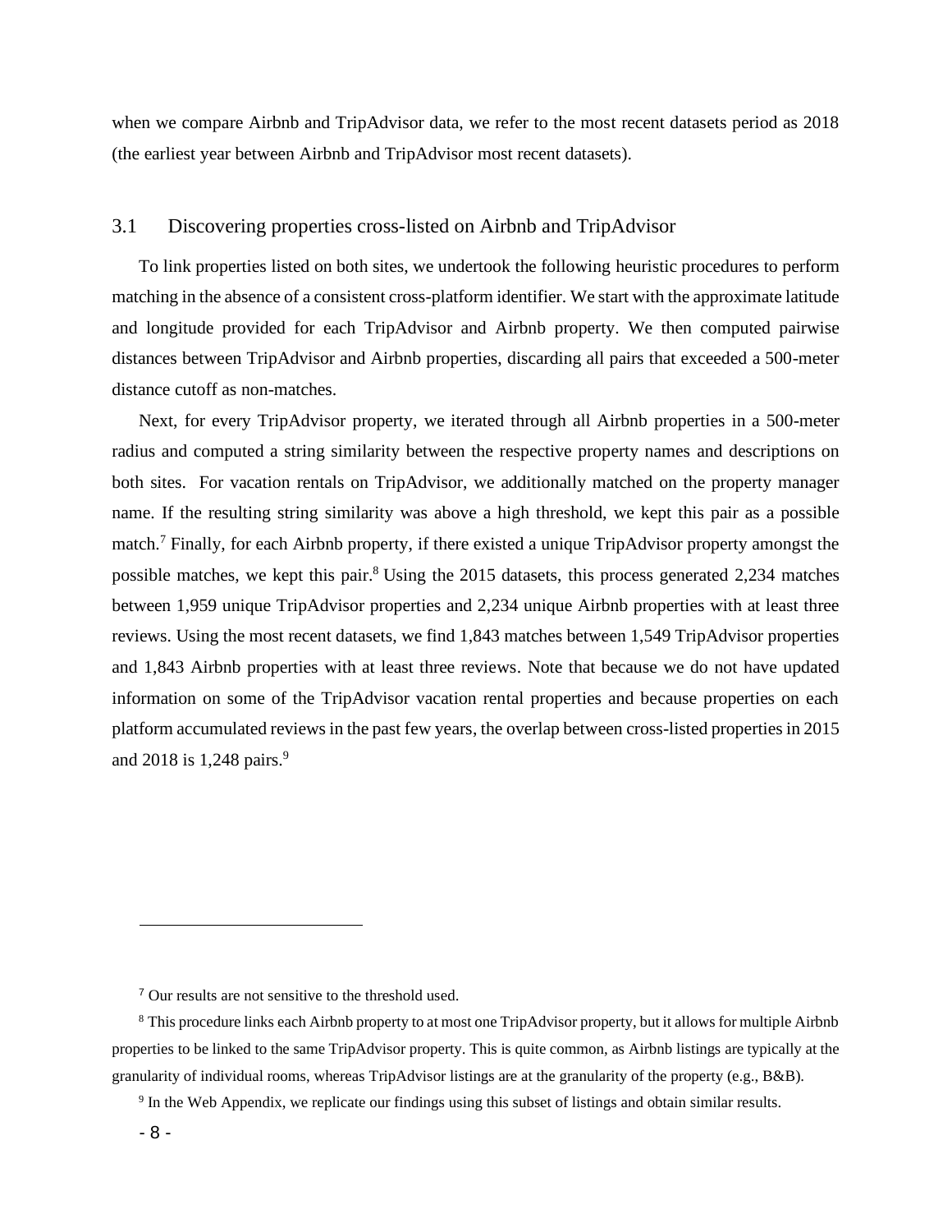when we compare Airbnb and TripAdvisor data, we refer to the most recent datasets period as 2018 (the earliest year between Airbnb and TripAdvisor most recent datasets).

## 3.1 Discovering properties cross-listed on Airbnb and TripAdvisor

To link properties listed on both sites, we undertook the following heuristic procedures to perform matching in the absence of a consistent cross-platform identifier. We start with the approximate latitude and longitude provided for each TripAdvisor and Airbnb property. We then computed pairwise distances between TripAdvisor and Airbnb properties, discarding all pairs that exceeded a 500-meter distance cutoff as non-matches.

Next, for every TripAdvisor property, we iterated through all Airbnb properties in a 500-meter radius and computed a string similarity between the respective property names and descriptions on both sites. For vacation rentals on TripAdvisor, we additionally matched on the property manager name. If the resulting string similarity was above a high threshold, we kept this pair as a possible match.[7] Finally, for each Airbnb property, if there existed a unique TripAdvisor property amongst the possible matches, we kept this pair.[8] Using the 2015 datasets, this process generated 2,234 matches between 1,959 unique TripAdvisor properties and 2,234 unique Airbnb properties with at least three reviews. Using the most recent datasets, we find 1,843 matches between 1,549 TripAdvisor properties and 1,843 Airbnb properties with at least three reviews. Note that because we do not have updated information on some of the TripAdvisor vacation rental properties and because properties on each platform accumulated reviews in the past few years, the overlap between cross-listed properties in 2015 and 2018 is 1,248 pairs.[9]

---

[7] Our results are not sensitive to the threshold used.

[8] This procedure links each Airbnb property to at most one TripAdvisor property, but it allows for multiple Airbnb properties to be linked to the same TripAdvisor property. This is quite common, as Airbnb listings are typically at the granularity of individual rooms, whereas TripAdvisor listings are at the granularity of the property (e.g., B&B).

[9] In the Web Appendix, we replicate our findings using this subset of listings and obtain similar results.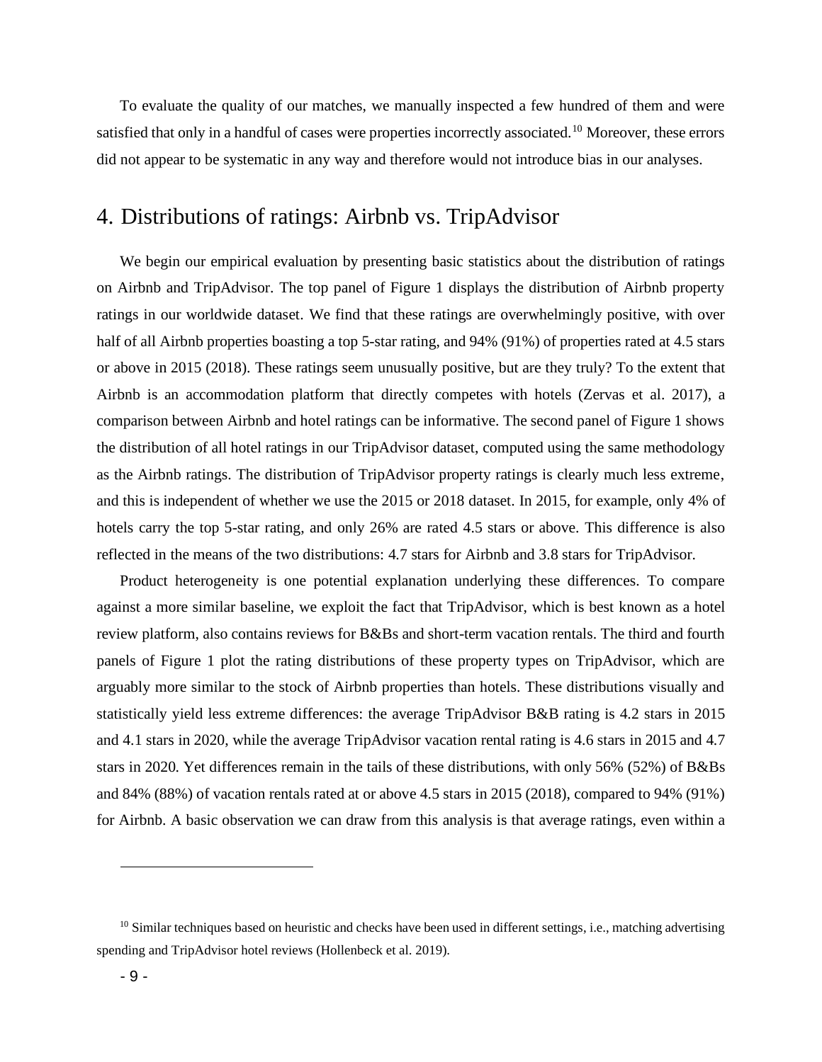To evaluate the quality of our matches, we manually inspected a few hundred of them and were satisfied that only in a handful of cases were properties incorrectly associated.[10] Moreover, these errors did not appear to be systematic in any way and therefore would not introduce bias in our analyses.

# 4. Distributions of ratings: Airbnb vs. TripAdvisor

We begin our empirical evaluation by presenting basic statistics about the distribution of ratings on Airbnb and TripAdvisor. The top panel of Figure 1 displays the distribution of Airbnb property ratings in our worldwide dataset. We find that these ratings are overwhelmingly positive, with over half of all Airbnb properties boasting a top 5-star rating, and 94% (91%) of properties rated at 4.5 stars or above in 2015 (2018). These ratings seem unusually positive, but are they truly? To the extent that Airbnb is an accommodation platform that directly competes with hotels (Zervas et al. 2017), a comparison between Airbnb and hotel ratings can be informative. The second panel of Figure 1 shows the distribution of all hotel ratings in our TripAdvisor dataset, computed using the same methodology as the Airbnb ratings. The distribution of TripAdvisor property ratings is clearly much less extreme, and this is independent of whether we use the 2015 or 2018 dataset. In 2015, for example, only 4% of hotels carry the top 5-star rating, and only 26% are rated 4.5 stars or above. This difference is also reflected in the means of the two distributions: 4.7 stars for Airbnb and 3.8 stars for TripAdvisor.

Product heterogeneity is one potential explanation underlying these differences. To compare against a more similar baseline, we exploit the fact that TripAdvisor, which is best known as a hotel review platform, also contains reviews for B&Bs and short-term vacation rentals. The third and fourth panels of Figure 1 plot the rating distributions of these property types on TripAdvisor, which are arguably more similar to the stock of Airbnb properties than hotels. These distributions visually and statistically yield less extreme differences: the average TripAdvisor B&B rating is 4.2 stars in 2015 and 4.1 stars in 2020, while the average TripAdvisor vacation rental rating is 4.6 stars in 2015 and 4.7 stars in 2020. Yet differences remain in the tails of these distributions, with only 56% (52%) of B&Bs and 84% (88%) of vacation rentals rated at or above 4.5 stars in 2015 (2018), compared to 94% (91%) for Airbnb. A basic observation we can draw from this analysis is that average ratings, even within a

[10] Similar techniques based on heuristic and checks have been used in different settings, i.e., matching advertising spending and TripAdvisor hotel reviews (Hollenbeck et al. 2019).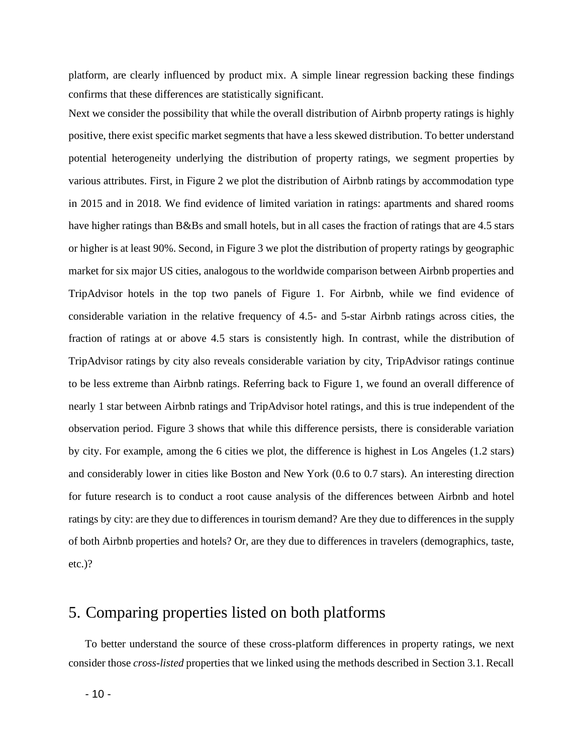platform, are clearly influenced by product mix. A simple linear regression backing these findings confirms that these differences are statistically significant.

Next we consider the possibility that while the overall distribution of Airbnb property ratings is highly positive, there exist specific market segments that have a less skewed distribution. To better understand potential heterogeneity underlying the distribution of property ratings, we segment properties by various attributes. First, in Figure 2 we plot the distribution of Airbnb ratings by accommodation type in 2015 and in 2018. We find evidence of limited variation in ratings: apartments and shared rooms have higher ratings than B&Bs and small hotels, but in all cases the fraction of ratings that are 4.5 stars or higher is at least 90%. Second, in Figure 3 we plot the distribution of property ratings by geographic market for six major US cities, analogous to the worldwide comparison between Airbnb properties and TripAdvisor hotels in the top two panels of Figure 1. For Airbnb, while we find evidence of considerable variation in the relative frequency of 4.5- and 5-star Airbnb ratings across cities, the fraction of ratings at or above 4.5 stars is consistently high. In contrast, while the distribution of TripAdvisor ratings by city also reveals considerable variation by city, TripAdvisor ratings continue to be less extreme than Airbnb ratings. Referring back to Figure 1, we found an overall difference of nearly 1 star between Airbnb ratings and TripAdvisor hotel ratings, and this is true independent of the observation period. Figure 3 shows that while this difference persists, there is considerable variation by city. For example, among the 6 cities we plot, the difference is highest in Los Angeles (1.2 stars) and considerably lower in cities like Boston and New York (0.6 to 0.7 stars). An interesting direction for future research is to conduct a root cause analysis of the differences between Airbnb and hotel ratings by city: are they due to differences in tourism demand? Are they due to differences in the supply of both Airbnb properties and hotels? Or, are they due to differences in travelers (demographics, taste, etc.)?

# 5. Comparing properties listed on both platforms

To better understand the source of these cross-platform differences in property ratings, we next consider those *cross-listed* properties that we linked using the methods described in Section 3.1. Recall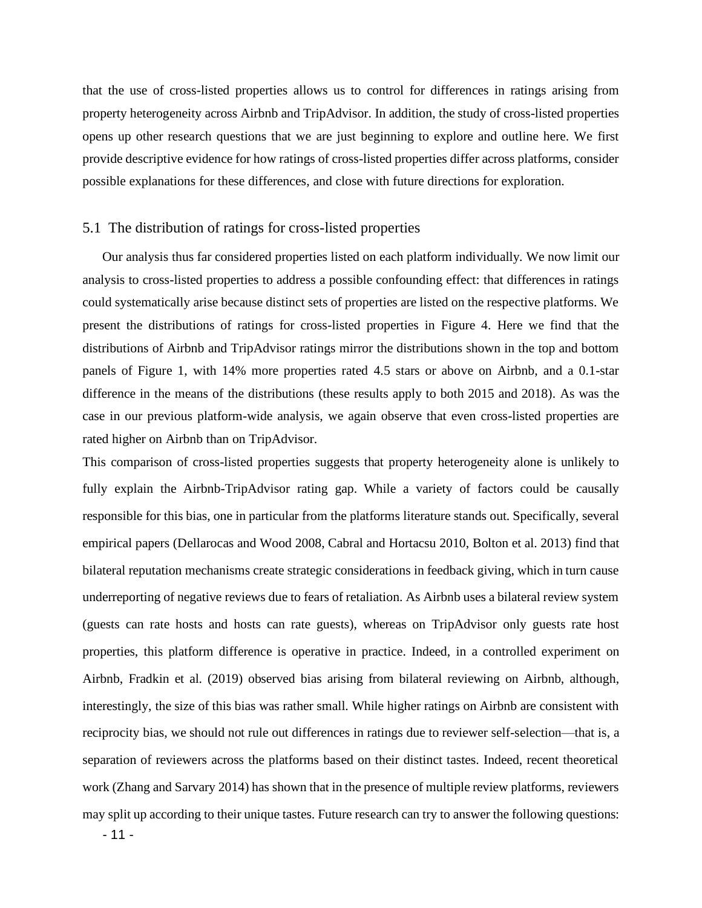that the use of cross-listed properties allows us to control for differences in ratings arising from property heterogeneity across Airbnb and TripAdvisor. In addition, the study of cross-listed properties opens up other research questions that we are just beginning to explore and outline here. We first provide descriptive evidence for how ratings of cross-listed properties differ across platforms, consider possible explanations for these differences, and close with future directions for exploration.

## 5.1 The distribution of ratings for cross-listed properties

Our analysis thus far considered properties listed on each platform individually. We now limit our analysis to cross-listed properties to address a possible confounding effect: that differences in ratings could systematically arise because distinct sets of properties are listed on the respective platforms. We present the distributions of ratings for cross-listed properties in Figure 4. Here we find that the distributions of Airbnb and TripAdvisor ratings mirror the distributions shown in the top and bottom panels of Figure 1, with 14% more properties rated 4.5 stars or above on Airbnb, and a 0.1-star difference in the means of the distributions (these results apply to both 2015 and 2018). As was the case in our previous platform-wide analysis, we again observe that even cross-listed properties are rated higher on Airbnb than on TripAdvisor.

This comparison of cross-listed properties suggests that property heterogeneity alone is unlikely to fully explain the Airbnb-TripAdvisor rating gap. While a variety of factors could be causally responsible for this bias, one in particular from the platforms literature stands out. Specifically, several empirical papers (Dellarocas and Wood 2008, Cabral and Hortacsu 2010, Bolton et al. 2013) find that bilateral reputation mechanisms create strategic considerations in feedback giving, which in turn cause underreporting of negative reviews due to fears of retaliation. As Airbnb uses a bilateral review system (guests can rate hosts and hosts can rate guests), whereas on TripAdvisor only guests rate host properties, this platform difference is operative in practice. Indeed, in a controlled experiment on Airbnb, Fradkin et al. (2019) observed bias arising from bilateral reviewing on Airbnb, although, interestingly, the size of this bias was rather small. While higher ratings on Airbnb are consistent with reciprocity bias, we should not rule out differences in ratings due to reviewer self-selection—that is, a separation of reviewers across the platforms based on their distinct tastes. Indeed, recent theoretical work (Zhang and Sarvary 2014) has shown that in the presence of multiple review platforms, reviewers may split up according to their unique tastes. Future research can try to answer the following questions: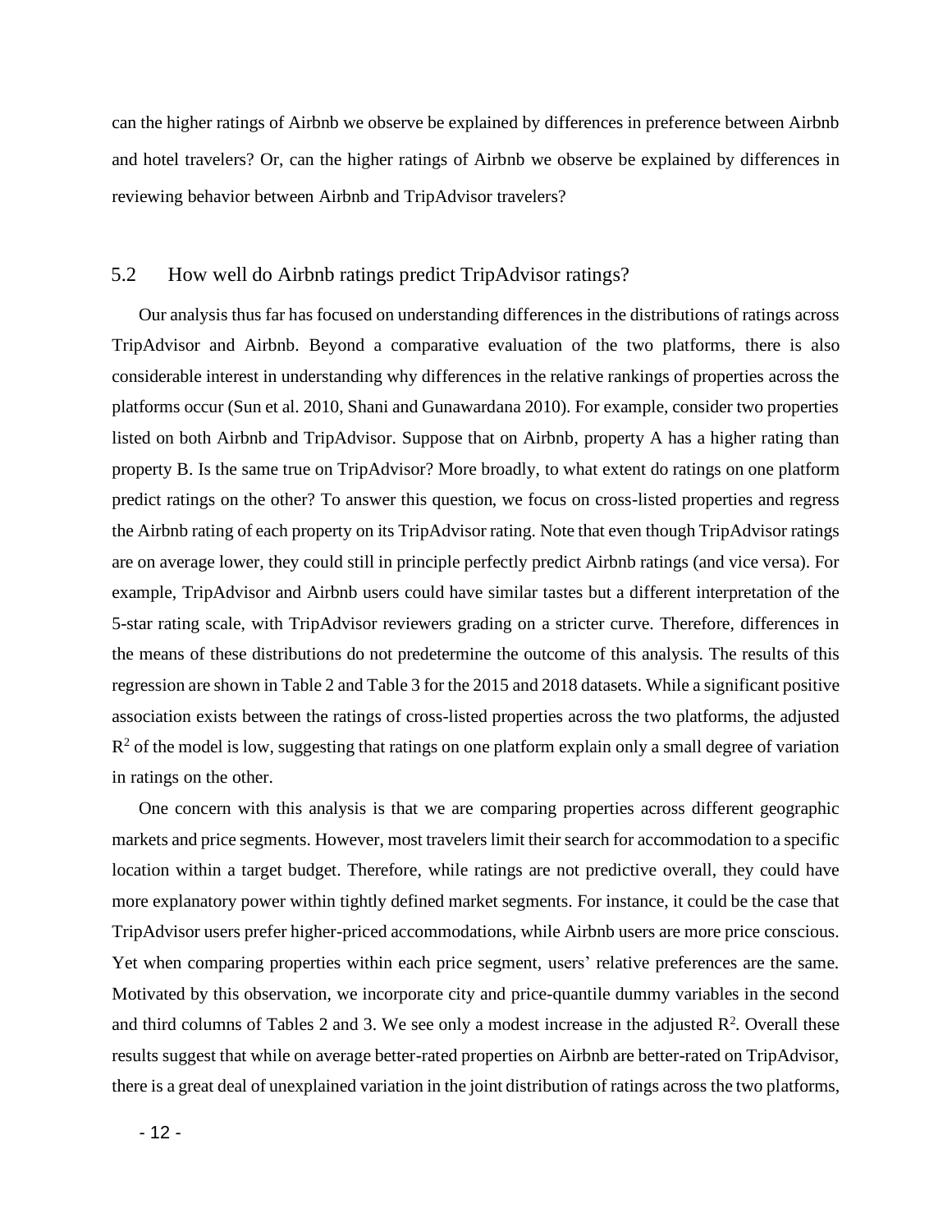can the higher ratings of Airbnb we observe be explained by differences in preference between Airbnb and hotel travelers? Or, can the higher ratings of Airbnb we observe be explained by differences in reviewing behavior between Airbnb and TripAdvisor travelers?

## 5.2 How well do Airbnb ratings predict TripAdvisor ratings?

Our analysis thus far has focused on understanding differences in the distributions of ratings across TripAdvisor and Airbnb. Beyond a comparative evaluation of the two platforms, there is also considerable interest in understanding why differences in the relative rankings of properties across the platforms occur (Sun et al. 2010, Shani and Gunawardana 2010). For example, consider two properties listed on both Airbnb and TripAdvisor. Suppose that on Airbnb, property A has a higher rating than property B. Is the same true on TripAdvisor? More broadly, to what extent do ratings on one platform predict ratings on the other? To answer this question, we focus on cross-listed properties and regress the Airbnb rating of each property on its TripAdvisor rating. Note that even though TripAdvisor ratings are on average lower, they could still in principle perfectly predict Airbnb ratings (and vice versa). For example, TripAdvisor and Airbnb users could have similar tastes but a different interpretation of the 5-star rating scale, with TripAdvisor reviewers grading on a stricter curve. Therefore, differences in the means of these distributions do not predetermine the outcome of this analysis. The results of this regression are shown in Table 2 and Table 3 for the 2015 and 2018 datasets. While a significant positive association exists between the ratings of cross-listed properties across the two platforms, the adjusted $R^2$ of the model is low, suggesting that ratings on one platform explain only a small degree of variation in ratings on the other.

One concern with this analysis is that we are comparing properties across different geographic markets and price segments. However, most travelers limit their search for accommodation to a specific location within a target budget. Therefore, while ratings are not predictive overall, they could have more explanatory power within tightly defined market segments. For instance, it could be the case that TripAdvisor users prefer higher-priced accommodations, while Airbnb users are more price conscious. Yet when comparing properties within each price segment, users' relative preferences are the same. Motivated by this observation, we incorporate city and price-quantile dummy variables in the second and third columns of Tables 2 and 3. We see only a modest increase in the adjusted $R^2$. Overall these results suggest that while on average better-rated properties on Airbnb are better-rated on TripAdvisor, there is a great deal of unexplained variation in the joint distribution of ratings across the two platforms,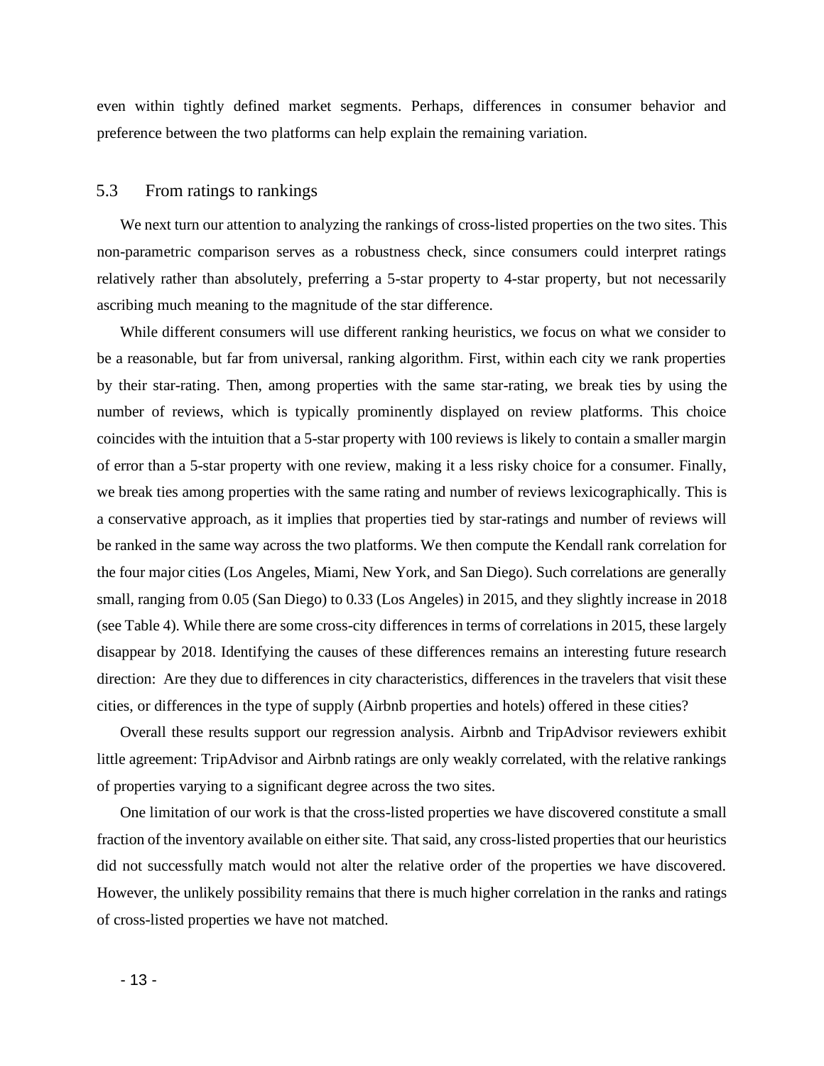even within tightly defined market segments. Perhaps, differences in consumer behavior and preference between the two platforms can help explain the remaining variation.

### 5.3 From ratings to rankings

We next turn our attention to analyzing the rankings of cross-listed properties on the two sites. This non-parametric comparison serves as a robustness check, since consumers could interpret ratings relatively rather than absolutely, preferring a 5-star property to 4-star property, but not necessarily ascribing much meaning to the magnitude of the star difference.

While different consumers will use different ranking heuristics, we focus on what we consider to be a reasonable, but far from universal, ranking algorithm. First, within each city we rank properties by their star-rating. Then, among properties with the same star-rating, we break ties by using the number of reviews, which is typically prominently displayed on review platforms. This choice coincides with the intuition that a 5-star property with 100 reviews is likely to contain a smaller margin of error than a 5-star property with one review, making it a less risky choice for a consumer. Finally, we break ties among properties with the same rating and number of reviews lexicographically. This is a conservative approach, as it implies that properties tied by star-ratings and number of reviews will be ranked in the same way across the two platforms. We then compute the Kendall rank correlation for the four major cities (Los Angeles, Miami, New York, and San Diego). Such correlations are generally small, ranging from 0.05 (San Diego) to 0.33 (Los Angeles) in 2015, and they slightly increase in 2018 (see Table 4). While there are some cross-city differences in terms of correlations in 2015, these largely disappear by 2018. Identifying the causes of these differences remains an interesting future research direction: Are they due to differences in city characteristics, differences in the travelers that visit these cities, or differences in the type of supply (Airbnb properties and hotels) offered in these cities?

Overall these results support our regression analysis. Airbnb and TripAdvisor reviewers exhibit little agreement: TripAdvisor and Airbnb ratings are only weakly correlated, with the relative rankings of properties varying to a significant degree across the two sites.

One limitation of our work is that the cross-listed properties we have discovered constitute a small fraction of the inventory available on either site. That said, any cross-listed properties that our heuristics did not successfully match would not alter the relative order of the properties we have discovered. However, the unlikely possibility remains that there is much higher correlation in the ranks and ratings of cross-listed properties we have not matched.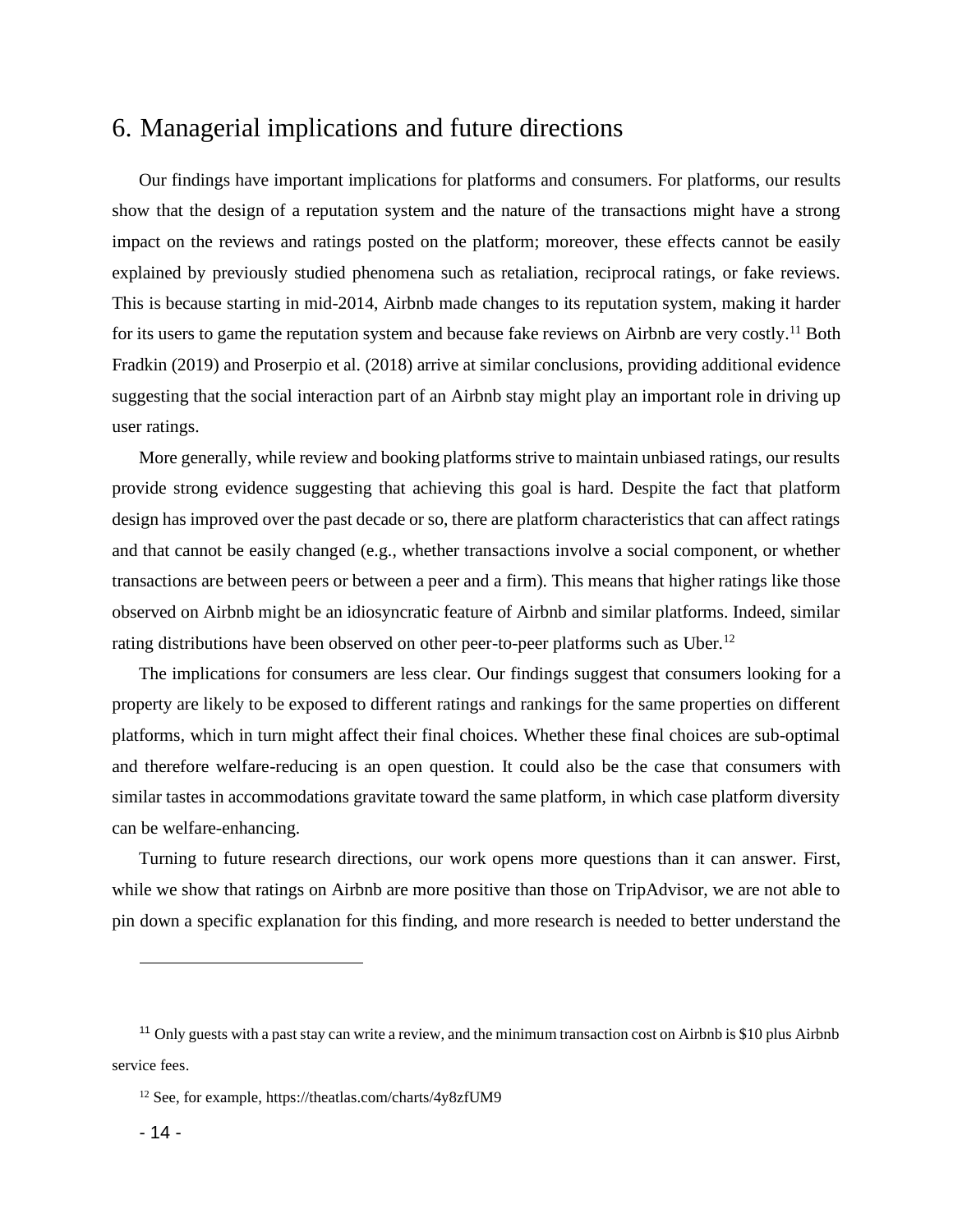## 6. Managerial implications and future directions

Our findings have important implications for platforms and consumers. For platforms, our results show that the design of a reputation system and the nature of the transactions might have a strong impact on the reviews and ratings posted on the platform; moreover, these effects cannot be easily explained by previously studied phenomena such as retaliation, reciprocal ratings, or fake reviews. This is because starting in mid-2014, Airbnb made changes to its reputation system, making it harder for its users to game the reputation system and because fake reviews on Airbnb are very costly.[11] Both Fradkin (2019) and Proserpio et al. (2018) arrive at similar conclusions, providing additional evidence suggesting that the social interaction part of an Airbnb stay might play an important role in driving up user ratings.

More generally, while review and booking platforms strive to maintain unbiased ratings, our results provide strong evidence suggesting that achieving this goal is hard. Despite the fact that platform design has improved over the past decade or so, there are platform characteristics that can affect ratings and that cannot be easily changed (e.g., whether transactions involve a social component, or whether transactions are between peers or between a peer and a firm). This means that higher ratings like those observed on Airbnb might be an idiosyncratic feature of Airbnb and similar platforms. Indeed, similar rating distributions have been observed on other peer-to-peer platforms such as Uber.[12]

The implications for consumers are less clear. Our findings suggest that consumers looking for a property are likely to be exposed to different ratings and rankings for the same properties on different platforms, which in turn might affect their final choices. Whether these final choices are sub-optimal and therefore welfare-reducing is an open question. It could also be the case that consumers with similar tastes in accommodations gravitate toward the same platform, in which case platform diversity can be welfare-enhancing.

Turning to future research directions, our work opens more questions than it can answer. First, while we show that ratings on Airbnb are more positive than those on TripAdvisor, we are not able to pin down a specific explanation for this finding, and more research is needed to better understand the

---

[11] Only guests with a past stay can write a review, and the minimum transaction cost on Airbnb is $10 plus Airbnb service fees.

[12] See, for example, https://theatlas.com/charts/4y8zfUM9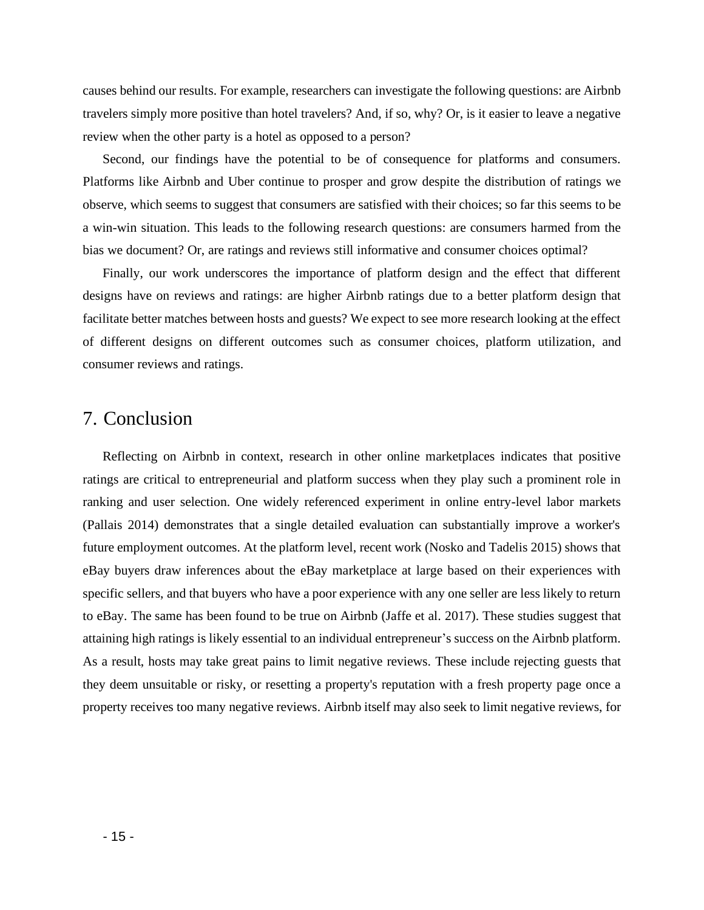causes behind our results. For example, researchers can investigate the following questions: are Airbnb travelers simply more positive than hotel travelers? And, if so, why? Or, is it easier to leave a negative review when the other party is a hotel as opposed to a person?

Second, our findings have the potential to be of consequence for platforms and consumers. Platforms like Airbnb and Uber continue to prosper and grow despite the distribution of ratings we observe, which seems to suggest that consumers are satisfied with their choices; so far this seems to be a win-win situation. This leads to the following research questions: are consumers harmed from the bias we document? Or, are ratings and reviews still informative and consumer choices optimal?

Finally, our work underscores the importance of platform design and the effect that different designs have on reviews and ratings: are higher Airbnb ratings due to a better platform design that facilitate better matches between hosts and guests? We expect to see more research looking at the effect of different designs on different outcomes such as consumer choices, platform utilization, and consumer reviews and ratings.

## 7. Conclusion

Reflecting on Airbnb in context, research in other online marketplaces indicates that positive ratings are critical to entrepreneurial and platform success when they play such a prominent role in ranking and user selection. One widely referenced experiment in online entry-level labor markets (Pallais 2014) demonstrates that a single detailed evaluation can substantially improve a worker's future employment outcomes. At the platform level, recent work (Nosko and Tadelis 2015) shows that eBay buyers draw inferences about the eBay marketplace at large based on their experiences with specific sellers, and that buyers who have a poor experience with any one seller are less likely to return to eBay. The same has been found to be true on Airbnb (Jaffe et al. 2017). These studies suggest that attaining high ratings is likely essential to an individual entrepreneur's success on the Airbnb platform. As a result, hosts may take great pains to limit negative reviews. These include rejecting guests that they deem unsuitable or risky, or resetting a property's reputation with a fresh property page once a property receives too many negative reviews. Airbnb itself may also seek to limit negative reviews, for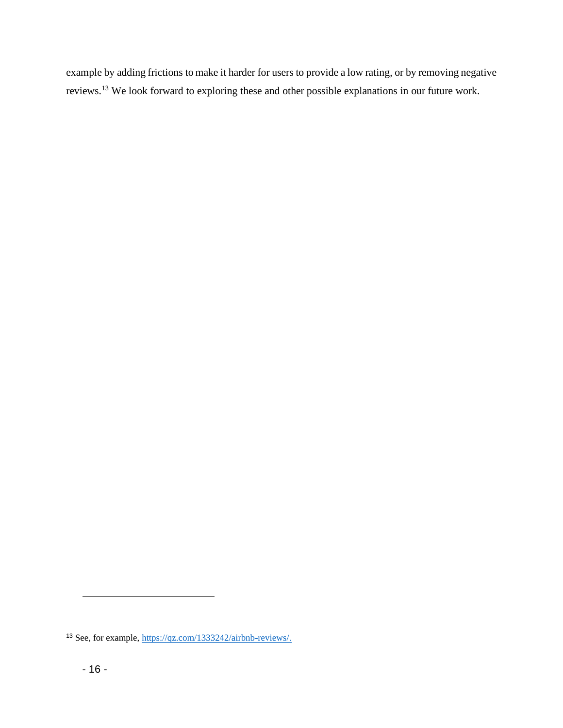example by adding frictions to make it harder for users to provide a low rating, or by removing negative reviews.[13] We look forward to exploring these and other possible explanations in our future work.

[13] See, for example, https://qz.com/1333242/airbnb-reviews/.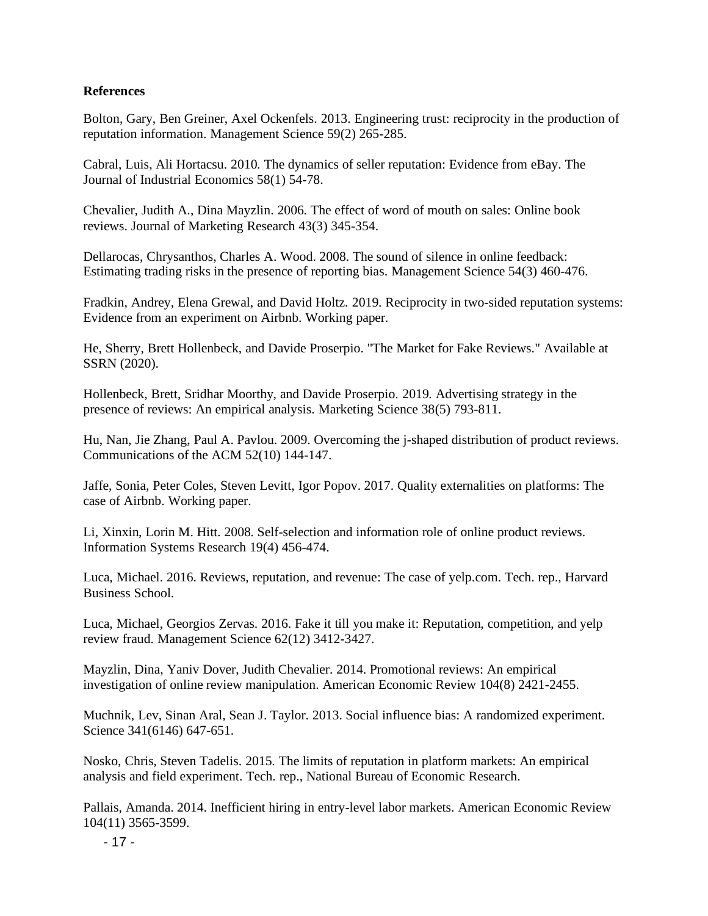**References**

Bolton, Gary, Ben Greiner, Axel Ockenfels. 2013. Engineering trust: reciprocity in the production of reputation information. Management Science 59(2) 265-285.

Cabral, Luis, Ali Hortacsu. 2010. The dynamics of seller reputation: Evidence from eBay. The Journal of Industrial Economics 58(1) 54-78.

Chevalier, Judith A., Dina Mayzlin. 2006. The effect of word of mouth on sales: Online book reviews. Journal of Marketing Research 43(3) 345-354.

Dellarocas, Chrysanthos, Charles A. Wood. 2008. The sound of silence in online feedback: Estimating trading risks in the presence of reporting bias. Management Science 54(3) 460-476.

Fradkin, Andrey, Elena Grewal, and David Holtz. 2019. Reciprocity in two-sided reputation systems: Evidence from an experiment on Airbnb. Working paper.

He, Sherry, Brett Hollenbeck, and Davide Proserpio. "The Market for Fake Reviews." Available at SSRN (2020).

Hollenbeck, Brett, Sridhar Moorthy, and Davide Proserpio. 2019. Advertising strategy in the presence of reviews: An empirical analysis. Marketing Science 38(5) 793-811.

Hu, Nan, Jie Zhang, Paul A. Pavlou. 2009. Overcoming the j-shaped distribution of product reviews. Communications of the ACM 52(10) 144-147.

Jaffe, Sonia, Peter Coles, Steven Levitt, Igor Popov. 2017. Quality externalities on platforms: The case of Airbnb. Working paper.

Li, Xinxin, Lorin M. Hitt. 2008. Self-selection and information role of online product reviews. Information Systems Research 19(4) 456-474.

Luca, Michael. 2016. Reviews, reputation, and revenue: The case of yelp.com. Tech. rep., Harvard Business School.

Luca, Michael, Georgios Zervas. 2016. Fake it till you make it: Reputation, competition, and yelp review fraud. Management Science 62(12) 3412-3427.

Mayzlin, Dina, Yaniv Dover, Judith Chevalier. 2014. Promotional reviews: An empirical investigation of online review manipulation. American Economic Review 104(8) 2421-2455.

Muchnik, Lev, Sinan Aral, Sean J. Taylor. 2013. Social influence bias: A randomized experiment. Science 341(6146) 647-651.

Nosko, Chris, Steven Tadelis. 2015. The limits of reputation in platform markets: An empirical analysis and field experiment. Tech. rep., National Bureau of Economic Research.

Pallais, Amanda. 2014. Inefficient hiring in entry-level labor markets. American Economic Review 104(11) 3565-3599.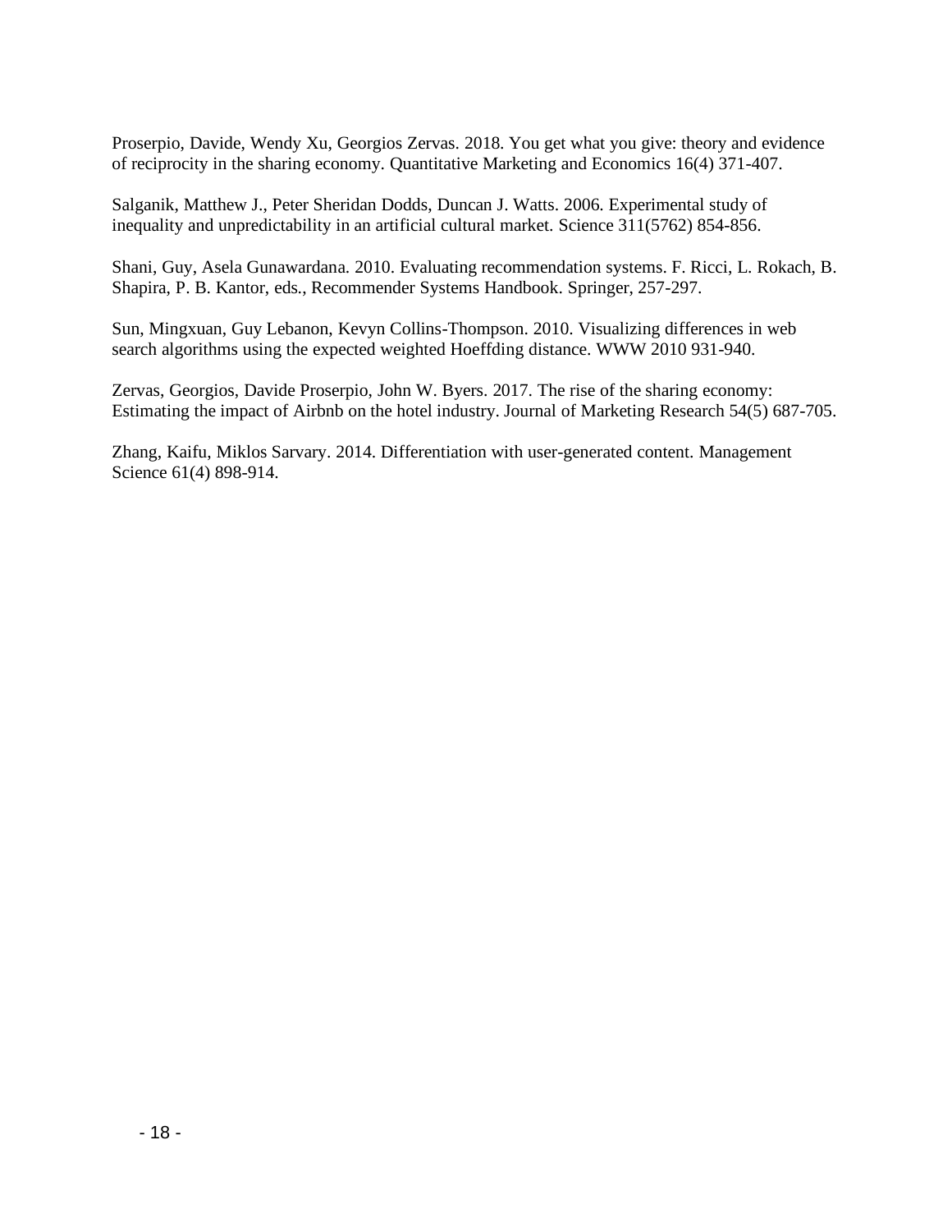Proserpio, Davide, Wendy Xu, Georgios Zervas. 2018. You get what you give: theory and evidence of reciprocity in the sharing economy. Quantitative Marketing and Economics 16(4) 371-407.

Salganik, Matthew J., Peter Sheridan Dodds, Duncan J. Watts. 2006. Experimental study of inequality and unpredictability in an artificial cultural market. Science 311(5762) 854-856.

Shani, Guy, Asela Gunawardana. 2010. Evaluating recommendation systems. F. Ricci, L. Rokach, B. Shapira, P. B. Kantor, eds., Recommender Systems Handbook. Springer, 257-297.

Sun, Mingxuan, Guy Lebanon, Kevyn Collins-Thompson. 2010. Visualizing differences in web search algorithms using the expected weighted Hoeffding distance. WWW 2010 931-940.

Zervas, Georgios, Davide Proserpio, John W. Byers. 2017. The rise of the sharing economy: Estimating the impact of Airbnb on the hotel industry. Journal of Marketing Research 54(5) 687-705.

Zhang, Kaifu, Miklos Sarvary. 2014. Differentiation with user-generated content. Management Science 61(4) 898-914.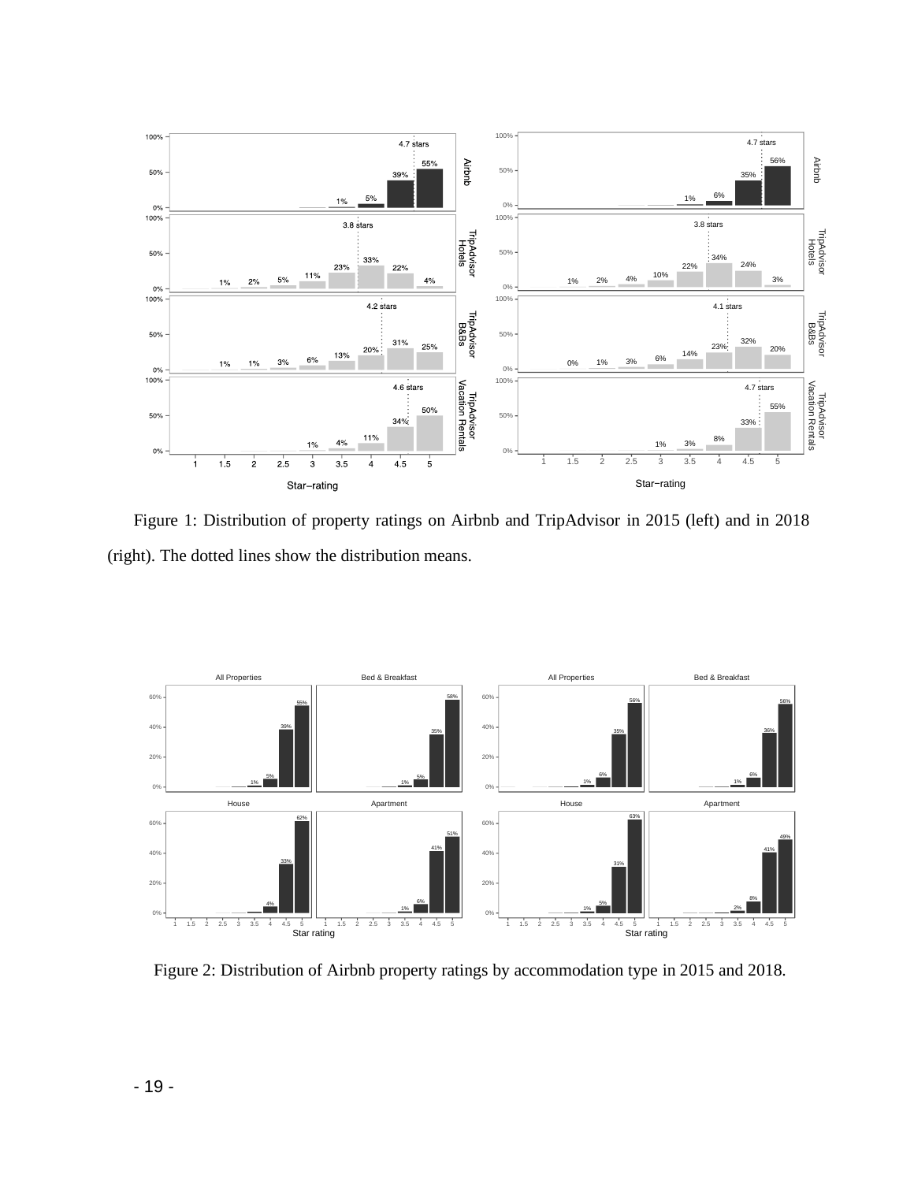Figure 1: Distribution of property ratings on Airbnb and TripAdvisor in 2015 (left) and in 2018 (right). The dotted lines show the distribution means.

Figure 2: Distribution of Airbnb property ratings by accommodation type in 2015 and 2018.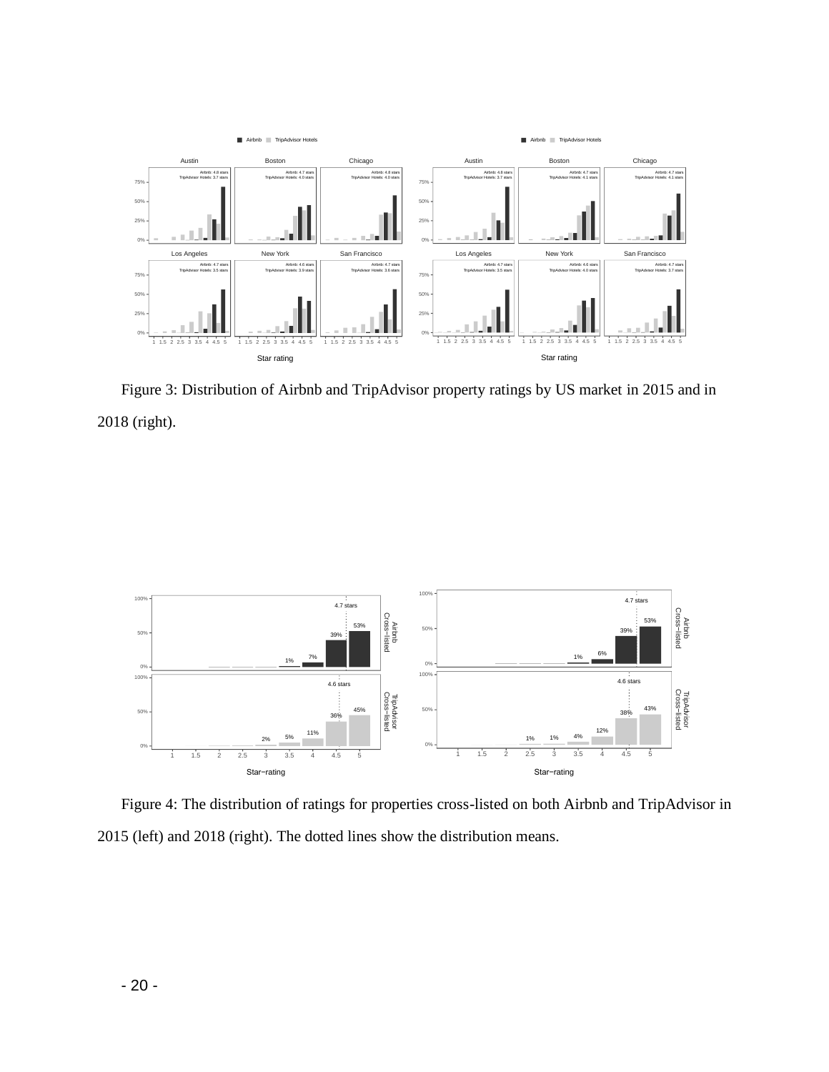Figure 3: Distribution of Airbnb and TripAdvisor property ratings by US market in 2015 and in 2018 (right).

Figure 4: The distribution of ratings for properties cross-listed on both Airbnb and TripAdvisor in 2015 (left) and 2018 (right). The dotted lines show the distribution means.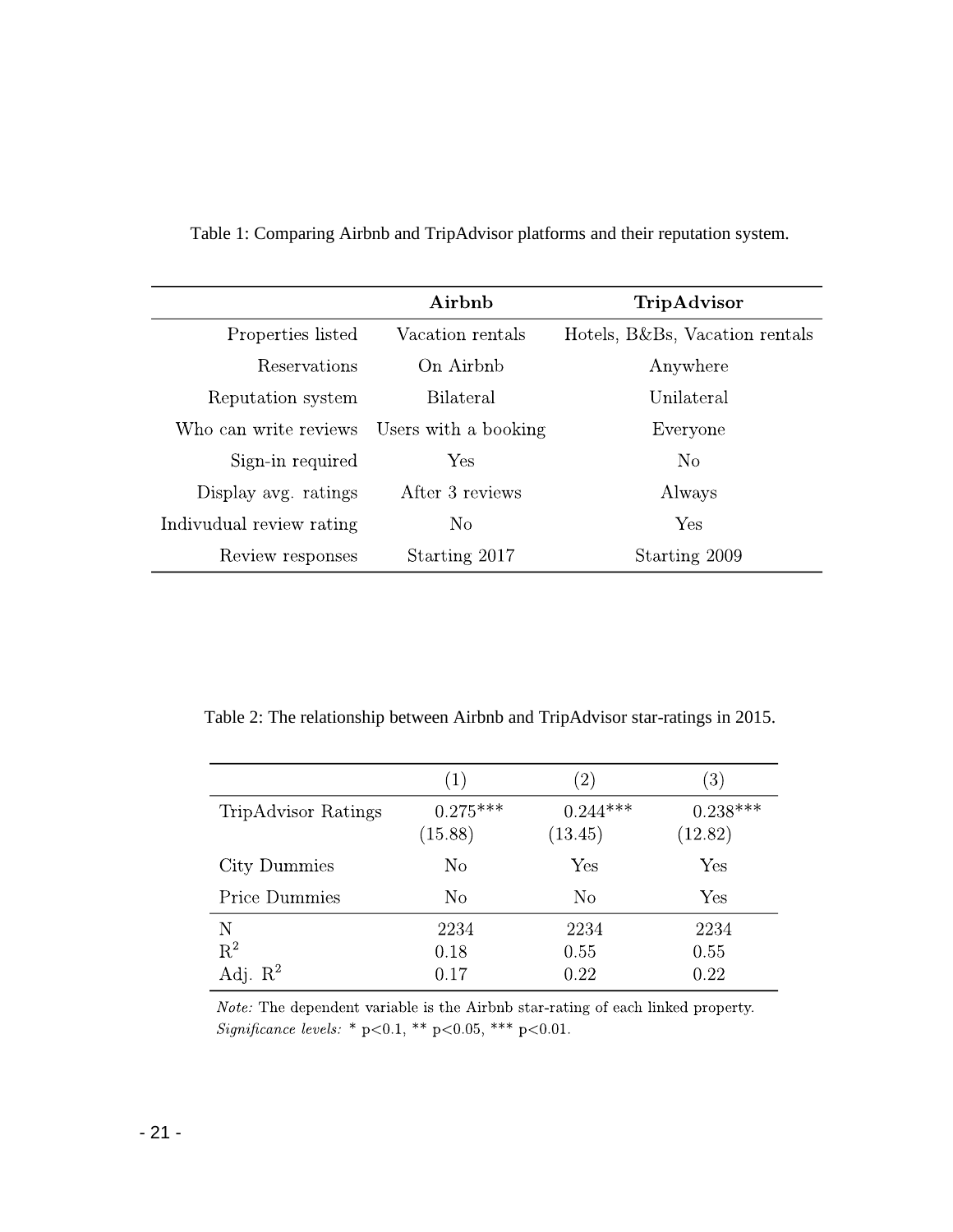Table 1: Comparing Airbnb and TripAdvisor platforms and their reputation system.

| | **Airbnb** | **TripAdvisor** |
|---|---|---|
| Properties listed | Vacation rentals | Hotels, B&Bs, Vacation rentals |
| Reservations | On Airbnb | Anywhere |
| Reputation system | Bilateral | Unilateral |
| Who can write reviews | Users with a booking | Everyone |
| Sign-in required | Yes | No |
| Display avg. ratings | After 3 reviews | Always |
| Indivudual review rating | No | Yes |
| Review responses | Starting 2017 | Starting 2009 |

Table 2: The relationship between Airbnb and TripAdvisor star-ratings in 2015.

| | (1) | (2) | (3) |
|---|---|---|---|
| TripAdvisor Ratings | 0.275*** | 0.244*** | 0.238*** |
| | (15.88) | (13.45) | (12.82) |
| City Dummies | No | Yes | Yes |
| Price Dummies | No | No | Yes |
| N | 2234 | 2234 | 2234 |
| $R^2$ | 0.18 | 0.55 | 0.55 |
| Adj. $R^2$ | 0.17 | 0.22 | 0.22 |

*Note:* The dependent variable is the Airbnb star-rating of each linked property.
*Significance levels:* * $p<0.1$, ** $p<0.05$, *** $p<0.01$.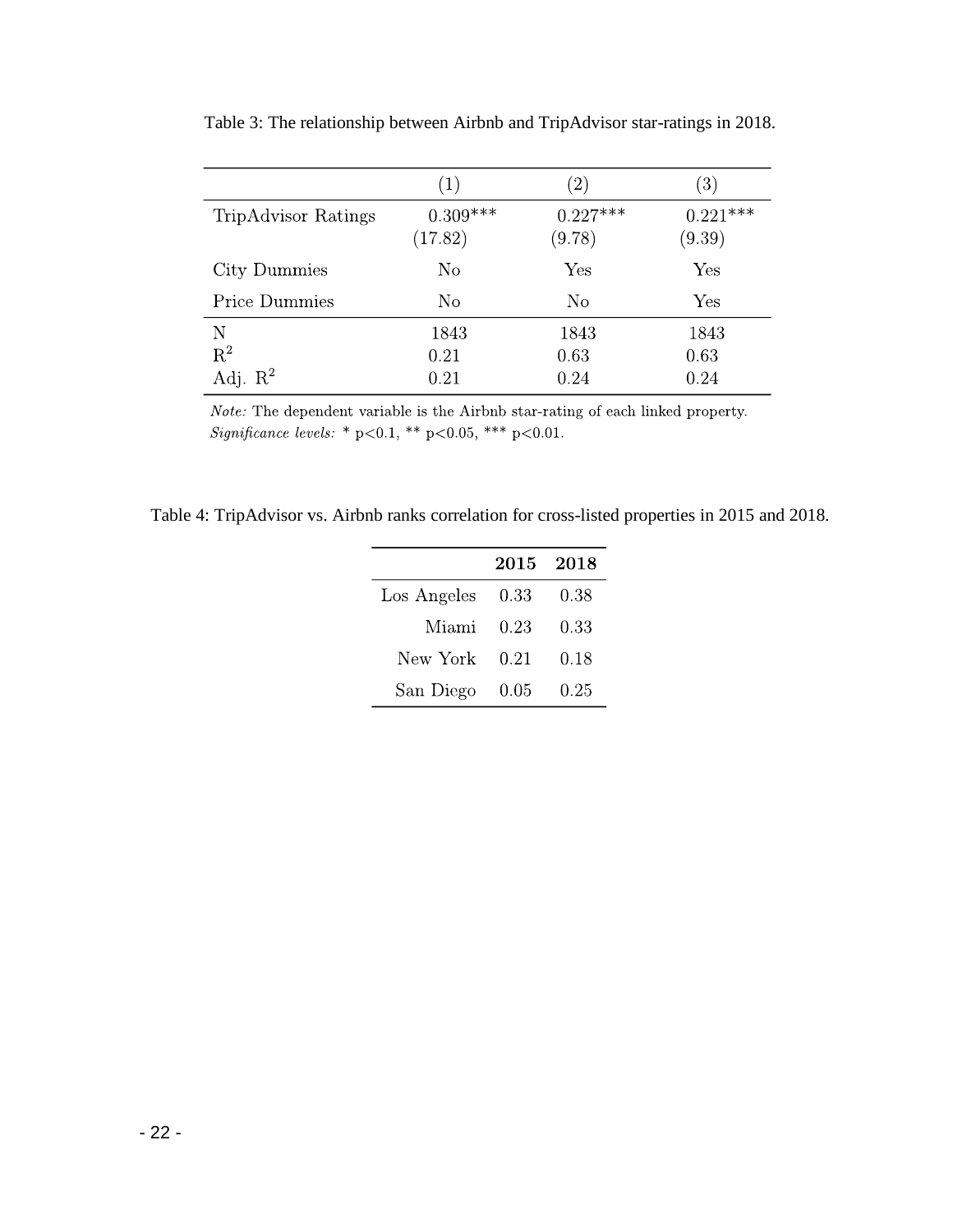Table 3: The relationship between Airbnb and TripAdvisor star-ratings in 2018.

| | (1) | (2) | (3) |
|---|---|---|---|
| TripAdvisor Ratings | 0.309*** | 0.227*** | 0.221*** |
| | (17.82) | (9.78) | (9.39) |
| City Dummies | No | Yes | Yes |
| Price Dummies | No | No | Yes |
| N | 1843 | 1843 | 1843 |
| $R^2$ | 0.21 | 0.63 | 0.63 |
| Adj. $R^2$ | 0.21 | 0.24 | 0.24 |

*Note:* The dependent variable is the Airbnb star-rating of each linked property.
*Significance levels:* * p<0.1, ** p<0.05, *** p<0.01.

Table 4: TripAdvisor vs. Airbnb ranks correlation for cross-listed properties in 2015 and 2018.

| | **2015** | **2018** |
|---|---|---|
| Los Angeles | 0.33 | 0.38 |
| Miami | 0.23 | 0.33 |
| New York | 0.21 | 0.18 |
| San Diego | 0.05 | 0.25 |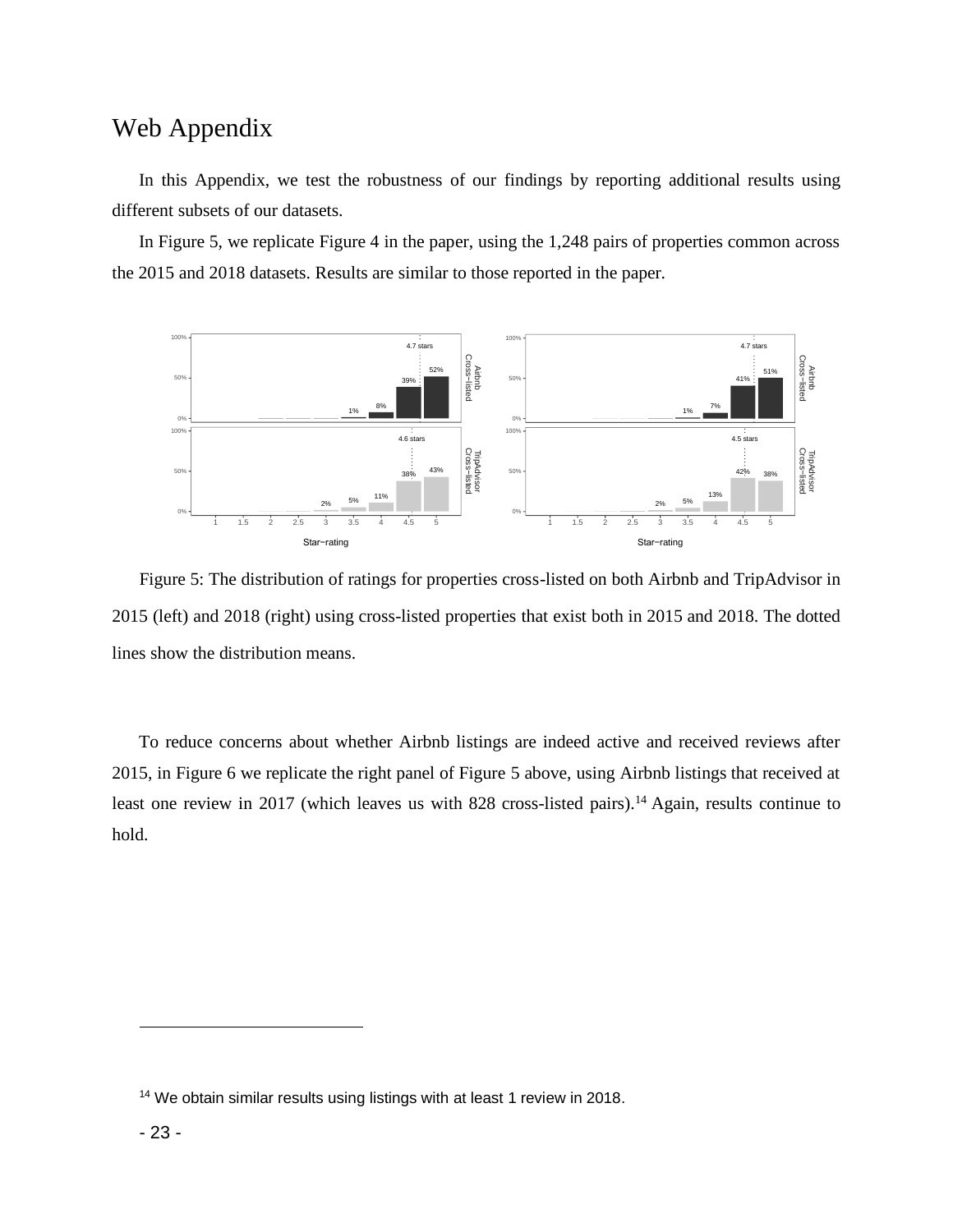# Web Appendix

In this Appendix, we test the robustness of our findings by reporting additional results using different subsets of our datasets.

In Figure 5, we replicate Figure 4 in the paper, using the 1,248 pairs of properties common across the 2015 and 2018 datasets. Results are similar to those reported in the paper.

Figure 5: The distribution of ratings for properties cross-listed on both Airbnb and TripAdvisor in 2015 (left) and 2018 (right) using cross-listed properties that exist both in 2015 and 2018. The dotted lines show the distribution means.

To reduce concerns about whether Airbnb listings are indeed active and received reviews after 2015, in Figure 6 we replicate the right panel of Figure 5 above, using Airbnb listings that received at least one review in 2017 (which leaves us with 828 cross-listed pairs).[14] Again, results continue to hold.

---

[14] We obtain similar results using listings with at least 1 review in 2018.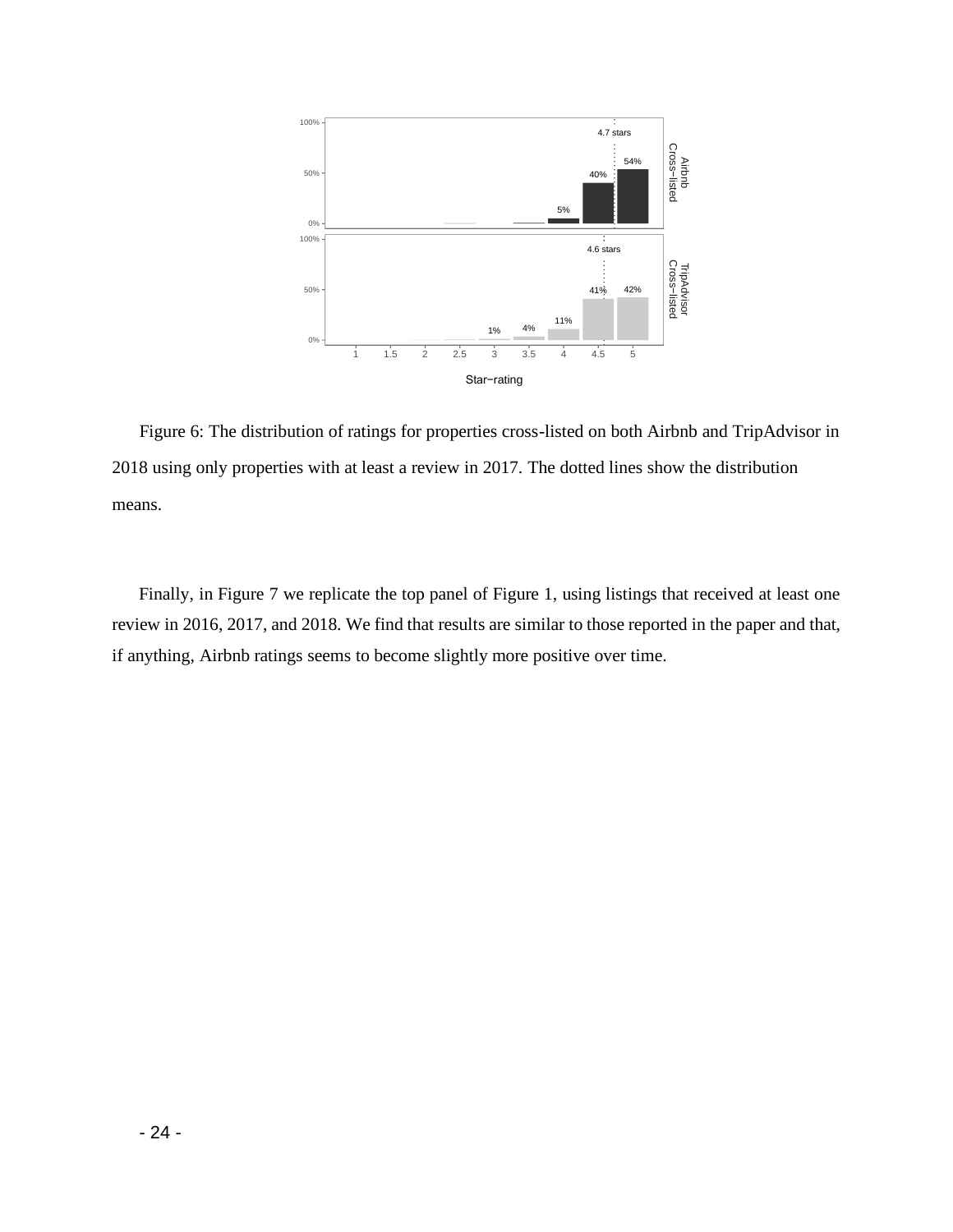Figure 6: The distribution of ratings for properties cross-listed on both Airbnb and TripAdvisor in 2018 using only properties with at least a review in 2017. The dotted lines show the distribution means.

Finally, in Figure 7 we replicate the top panel of Figure 1, using listings that received at least one review in 2016, 2017, and 2018. We find that results are similar to those reported in the paper and that, if anything, Airbnb ratings seems to become slightly more positive over time.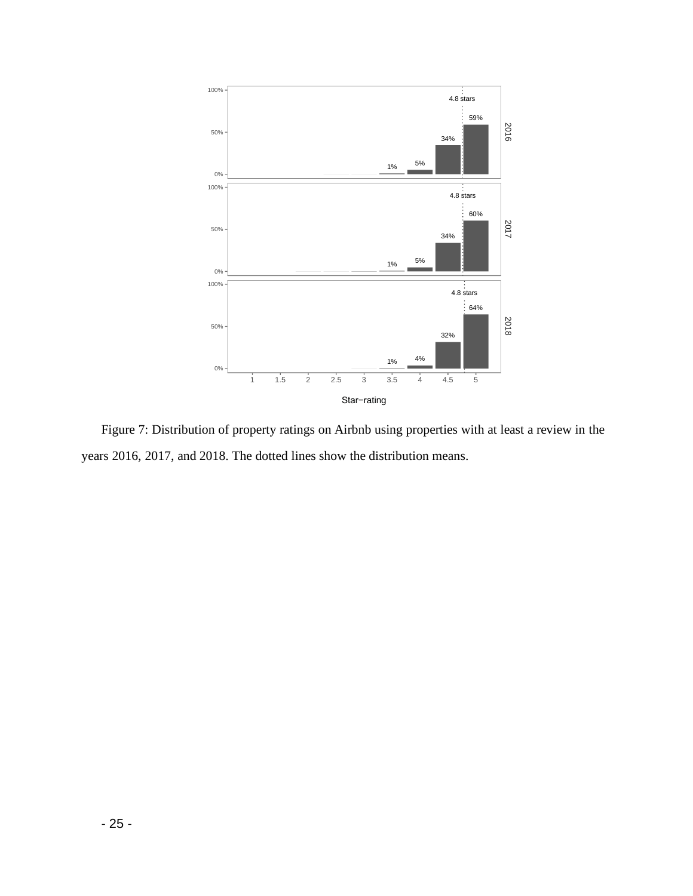100%
50%
0%

4.8 stars

59%
34%
5%
1%

2016

100%
50%
0%

4.8 stars

60%
34%
5%
1%

2017

100%
50%
0%

4.8 stars

64%
32%
4%
1%

2018

1 1.5 2 2.5 3 3.5 4 4.5 5

Star−rating

Figure 7: Distribution of property ratings on Airbnb using properties with at least a review in the years 2016, 2017, and 2018. The dotted lines show the distribution means.